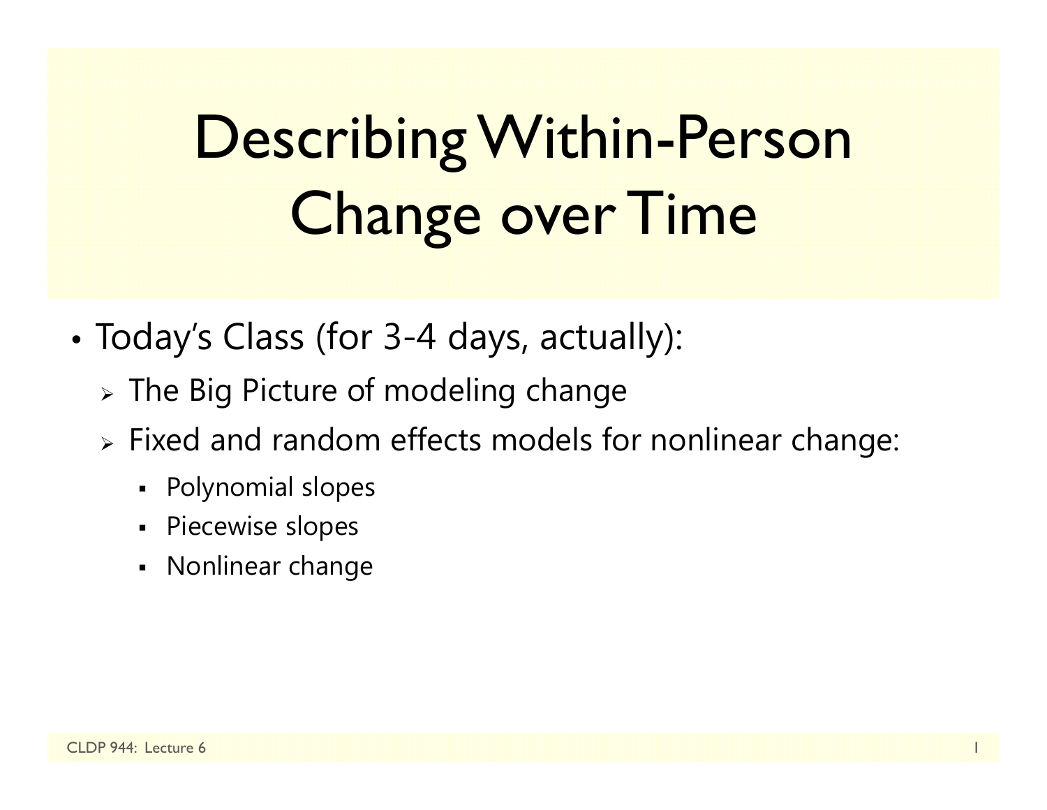# Describing Within-Person Change over Time

- Today's Class (for 3-4 days, actually):
  - The Big Picture of modeling change
  - Fixed and random effects models for nonlinear change:
    - Polynomial slopes
    - Piecewise slopes
    - Nonlinear change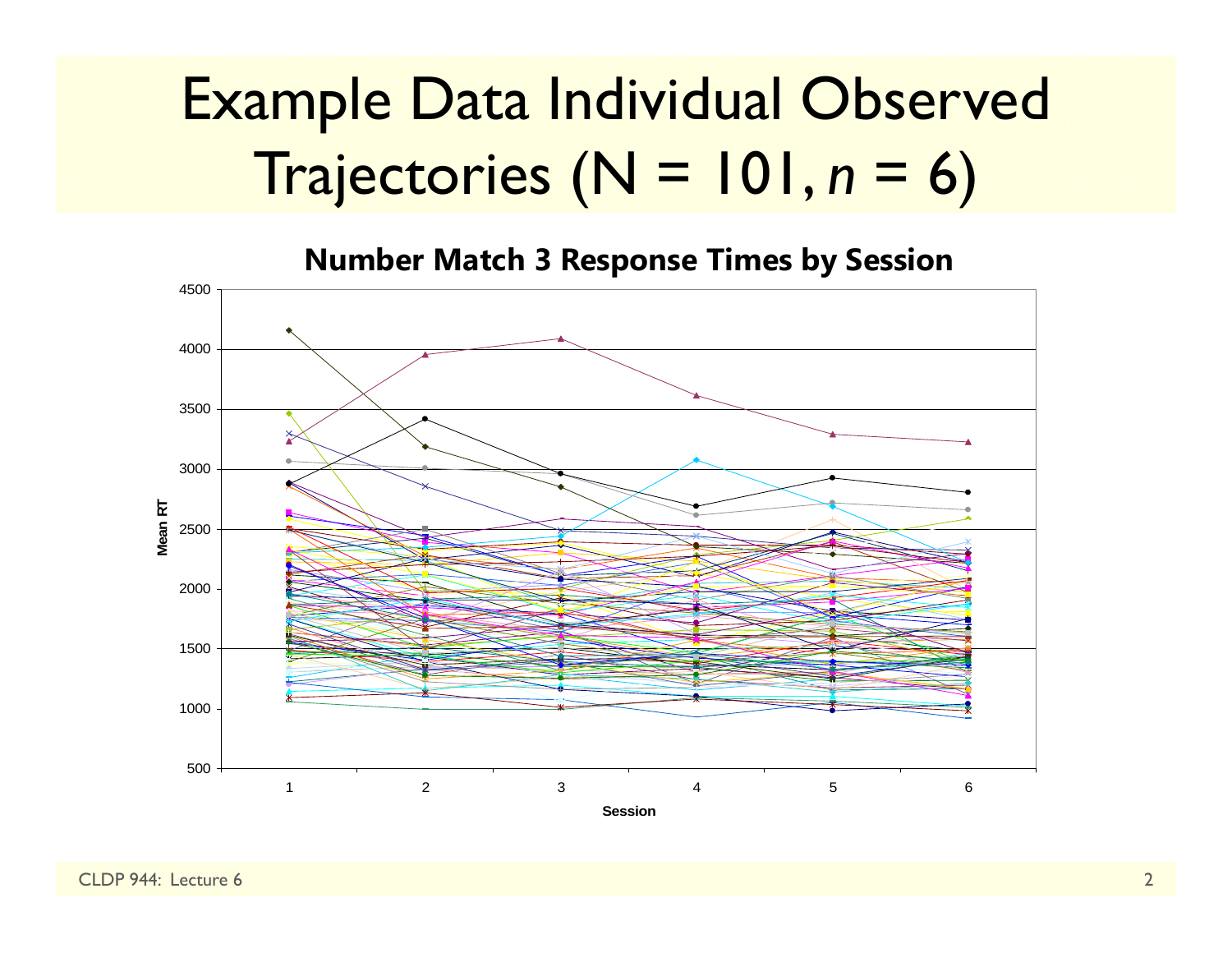# Example Data Individual Observed Trajectories (N = 101, *n* = 6)

**Number Match 3 Response Times by Session**

Mean RT

Session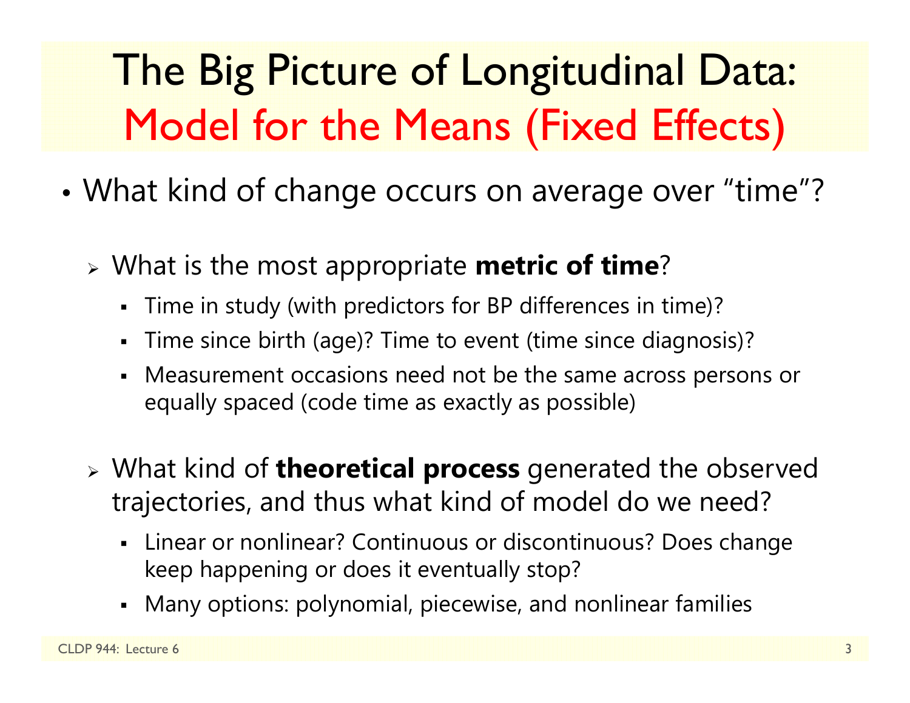# The Big Picture of Longitudinal Data: Model for the Means (Fixed Effects)

- What kind of change occurs on average over "time"?
  - What is the most appropriate **metric of time**?
    - Time in study (with predictors for BP differences in time)?
    - Time since birth (age)? Time to event (time since diagnosis)?
    - Measurement occasions need not be the same across persons or equally spaced (code time as exactly as possible)
  - What kind of **theoretical process** generated the observed trajectories, and thus what kind of model do we need?
    - Linear or nonlinear? Continuous or discontinuous? Does change keep happening or does it eventually stop?
    - Many options: polynomial, piecewise, and nonlinear families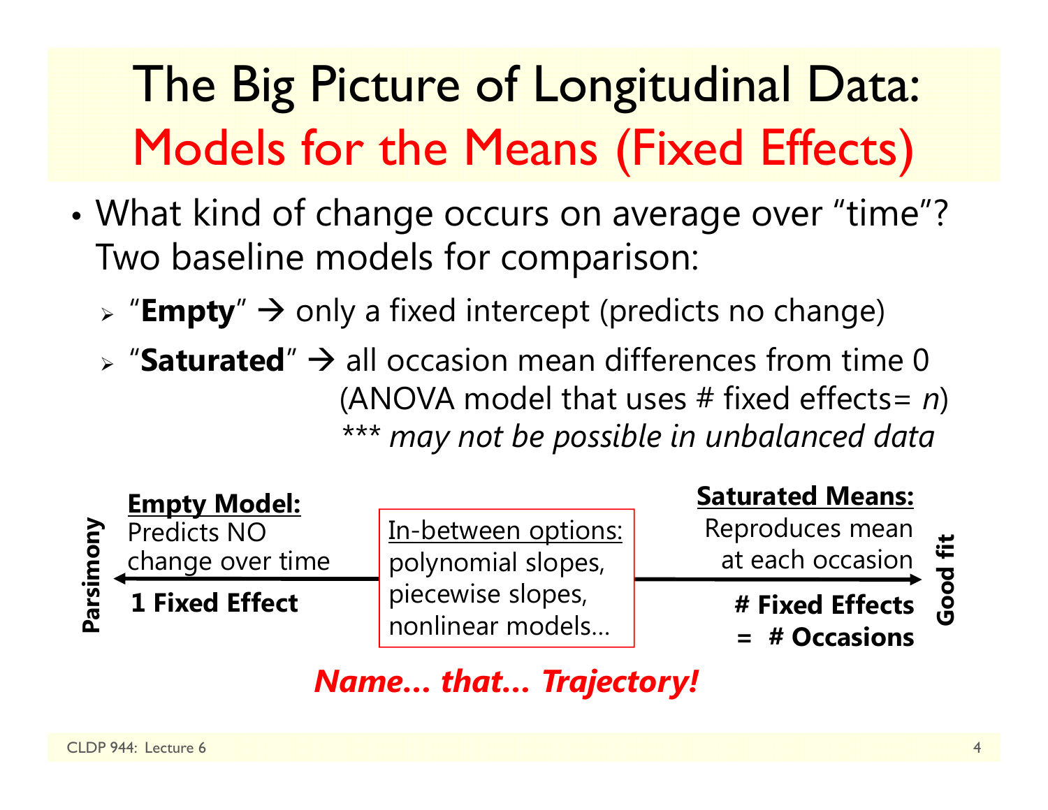# The Big Picture of Longitudinal Data: Models for the Means (Fixed Effects)

- What kind of change occurs on average over "time"? Two baseline models for comparison:
  - "**Empty**" → only a fixed intercept (predicts no change)
  - "**Saturated**" → all occasion mean differences from time 0 (ANOVA model that uses # fixed effects= *n*) *\*\*\* may not be possible in unbalanced data*

**Parsimony** ← **Empty Model:** Predicts NO change over time — **1 Fixed Effect**

In-between options: polynomial slopes, piecewise slopes, nonlinear models…

→ **Good fit** — **Saturated Means:** Reproduces mean at each occasion — **# Fixed Effects = # Occasions**

***Name… that… Trajectory!***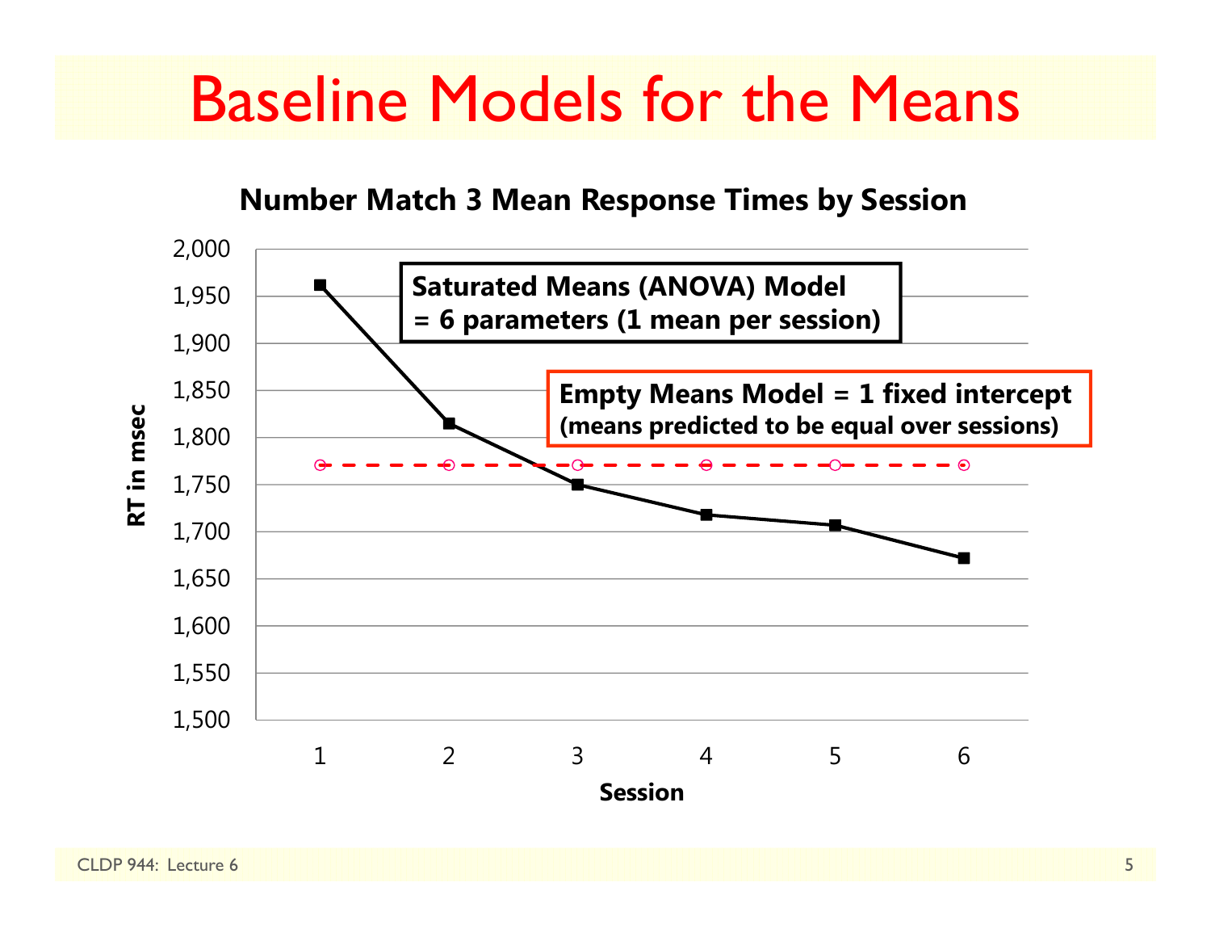# Baseline Models for the Means

**Number Match 3 Mean Response Times by Session**

**Saturated Means (ANOVA) Model = 6 parameters (1 mean per session)**

**Empty Means Model = 1 fixed intercept (means predicted to be equal over sessions)**

RT in msec (y-axis, 1,500 to 2,000) by Session (x-axis, 1 to 6)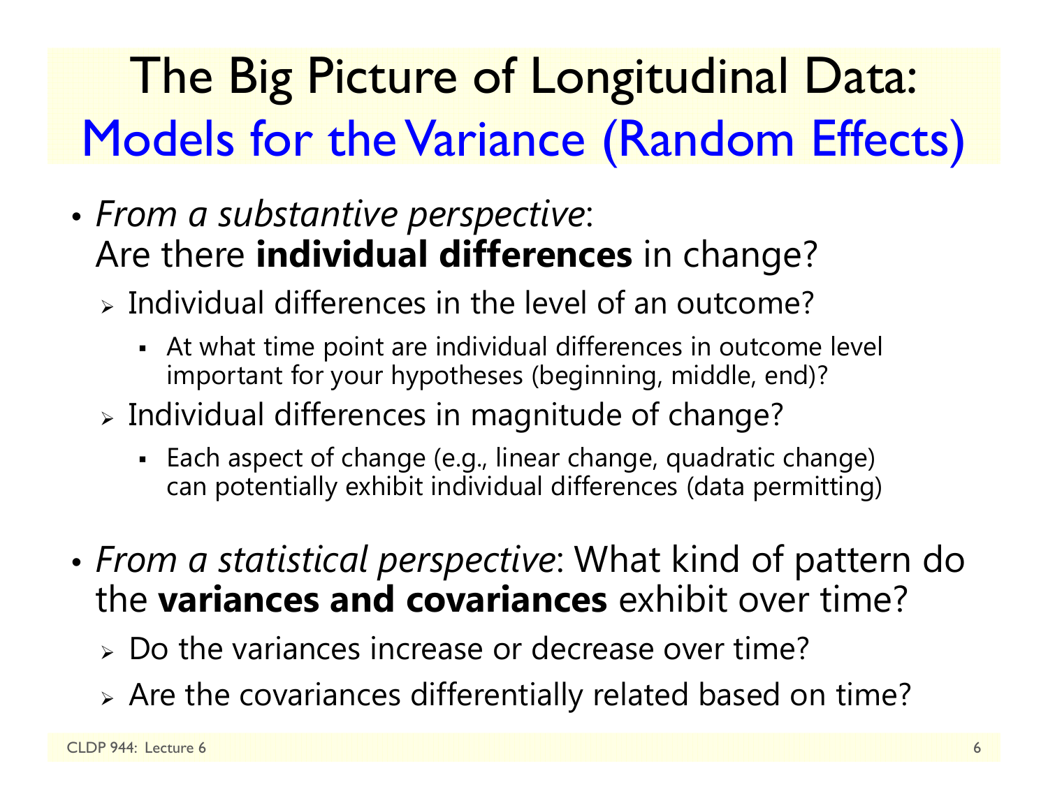# The Big Picture of Longitudinal Data: Models for the Variance (Random Effects)

- *From a substantive perspective*: Are there **individual differences** in change?
  - Individual differences in the level of an outcome?
    - At what time point are individual differences in outcome level important for your hypotheses (beginning, middle, end)?
  - Individual differences in magnitude of change?
    - Each aspect of change (e.g., linear change, quadratic change) can potentially exhibit individual differences (data permitting)

- *From a statistical perspective*: What kind of pattern do the **variances and covariances** exhibit over time?
  - Do the variances increase or decrease over time?
  - Are the covariances differentially related based on time?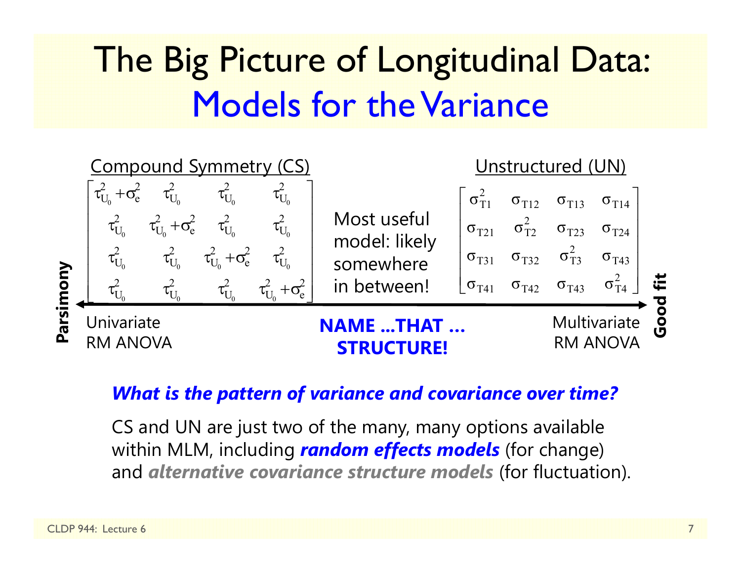# The Big Picture of Longitudinal Data: Models for the Variance

**Compound Symmetry (CS)**

$$\begin{bmatrix} \tau^2_{U_0}+\sigma^2_e & \tau^2_{U_0} & \tau^2_{U_0} & \tau^2_{U_0} \\ \tau^2_{U_0} & \tau^2_{U_0}+\sigma^2_e & \tau^2_{U_0} & \tau^2_{U_0} \\ \tau^2_{U_0} & \tau^2_{U_0} & \tau^2_{U_0}+\sigma^2_e & \tau^2_{U_0} \\ \tau^2_{U_0} & \tau^2_{U_0} & \tau^2_{U_0} & \tau^2_{U_0}+\sigma^2_e \end{bmatrix}$$

Most useful model: likely somewhere in between!

**Unstructured (UN)**

$$\begin{bmatrix} \sigma^2_{T1} & \sigma_{T12} & \sigma_{T13} & \sigma_{T14} \\ \sigma_{T21} & \sigma^2_{T2} & \sigma_{T23} & \sigma_{T24} \\ \sigma_{T31} & \sigma_{T32} & \sigma^2_{T3} & \sigma_{T43} \\ \sigma_{T41} & \sigma_{T42} & \sigma_{T43} & \sigma^2_{T4} \end{bmatrix}$$

**Parsimony** ← → **Good fit**

Univariate RM ANOVA | **NAME …THAT … STRUCTURE!** | Multivariate RM ANOVA

***What is the pattern of variance and covariance over time?***

CS and UN are just two of the many, many options available within MLM, including ***random effects models*** (for change) and ***alternative covariance structure models*** (for fluctuation).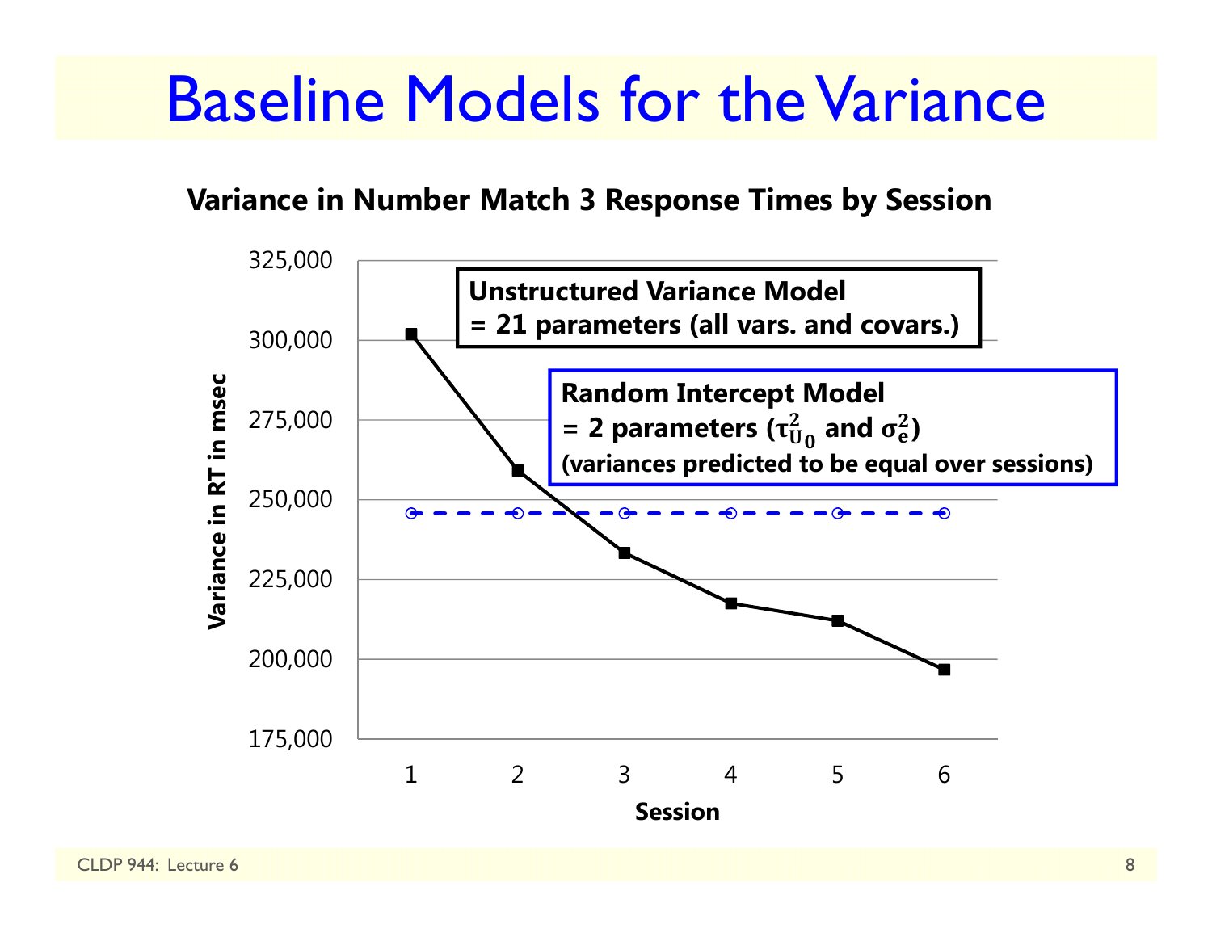# Baseline Models for the Variance

**Variance in Number Match 3 Response Times by Session**

**Unstructured Variance Model**
**= 21 parameters (all vars. and covars.)**

**Random Intercept Model**
**= 2 parameters ($\tau^2_{U_0}$ and $\sigma^2_e$)**
**(variances predicted to be equal over sessions)**

Variance in RT in msec (y-axis: 175,000 to 325,000)

Session (x-axis: 1 to 6)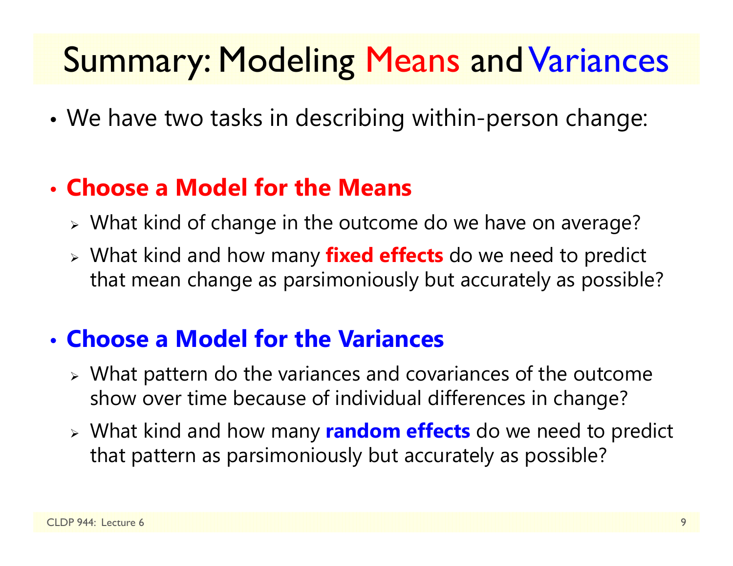# Summary: Modeling Means and Variances

- We have two tasks in describing within-person change:

- **Choose a Model for the Means**
  - What kind of change in the outcome do we have on average?
  - What kind and how many **fixed effects** do we need to predict that mean change as parsimoniously but accurately as possible?

- **Choose a Model for the Variances**
  - What pattern do the variances and covariances of the outcome show over time because of individual differences in change?
  - What kind and how many **random effects** do we need to predict that pattern as parsimoniously but accurately as possible?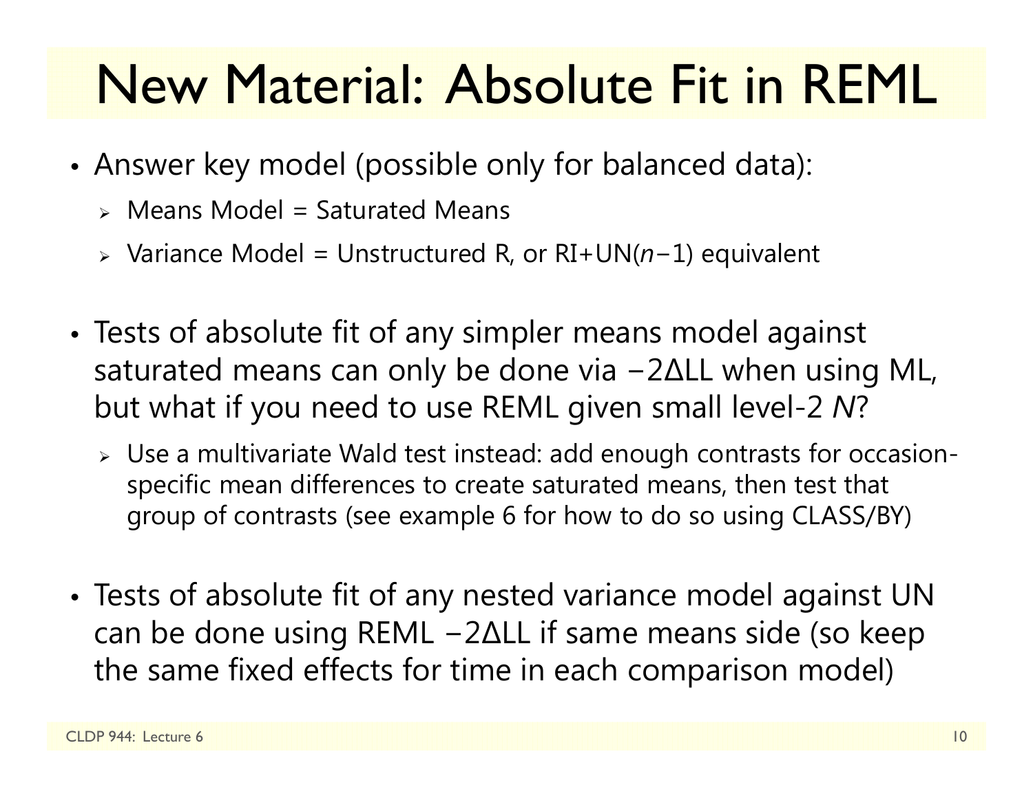# New Material: Absolute Fit in REML

- Answer key model (possible only for balanced data):
  - Means Model = Saturated Means
  - Variance Model = Unstructured R, or RI+UN($n-1$) equivalent

- Tests of absolute fit of any simpler means model against saturated means can only be done via $-2\Delta LL$ when using ML, but what if you need to use REML given small level-2 $N$?
  - Use a multivariate Wald test instead: add enough contrasts for occasion-specific mean differences to create saturated means, then test that group of contrasts (see example 6 for how to do so using CLASS/BY)

- Tests of absolute fit of any nested variance model against UN can be done using REML $-2\Delta LL$ if same means side (so keep the same fixed effects for time in each comparison model)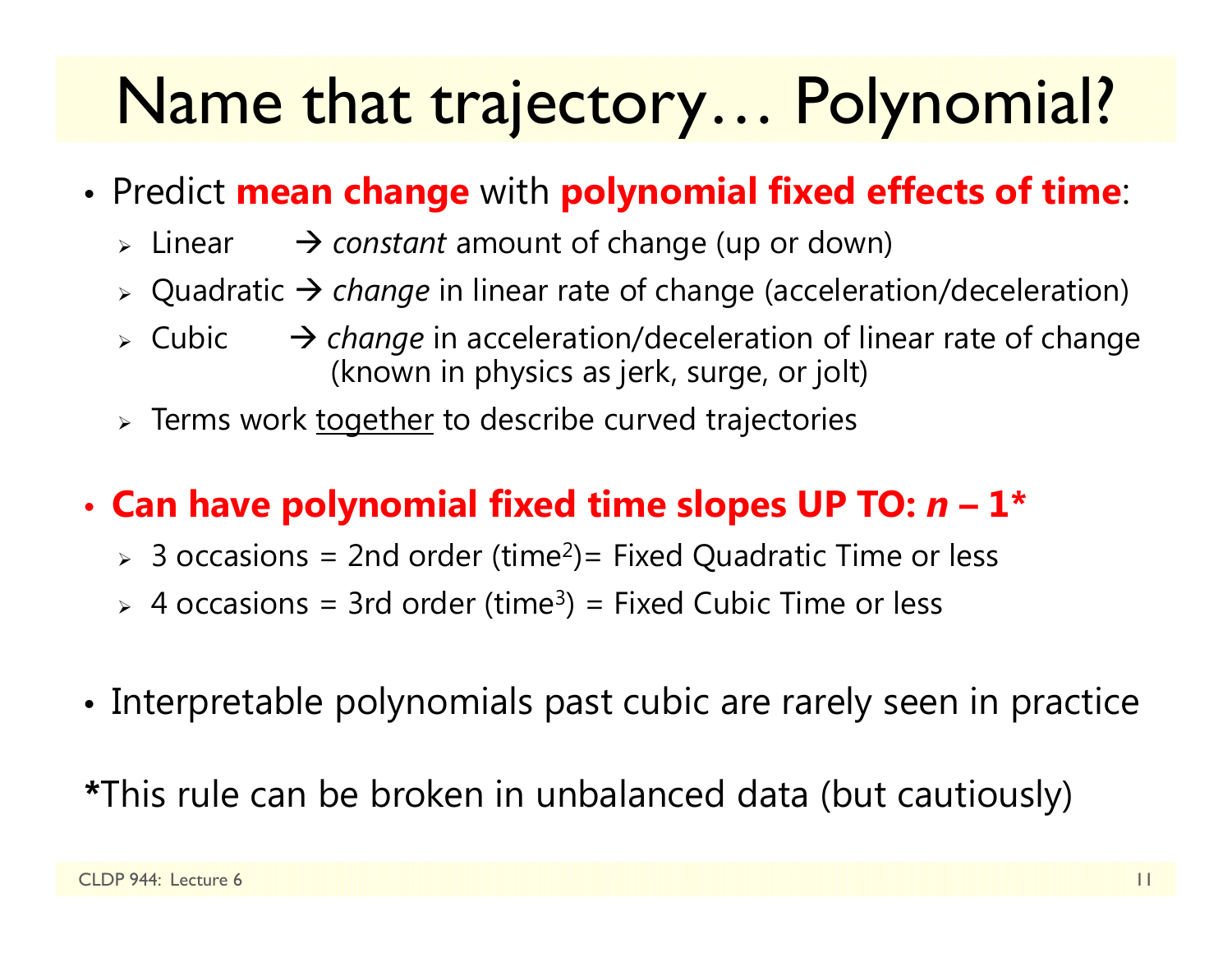# Name that trajectory… Polynomial?

- Predict **mean change** with **polynomial fixed effects of time**:
  - Linear → *constant* amount of change (up or down)
  - Quadratic → *change* in linear rate of change (acceleration/deceleration)
  - Cubic → *change* in acceleration/deceleration of linear rate of change (known in physics as jerk, surge, or jolt)
  - Terms work <u>together</u> to describe curved trajectories

- **Can have polynomial fixed time slopes UP TO: *n* – 1***
  - 3 occasions = 2nd order ($time^2$)= Fixed Quadratic Time or less
  - 4 occasions = 3rd order ($time^3$) = Fixed Cubic Time or less

- Interpretable polynomials past cubic are rarely seen in practice

***This rule can be broken in unbalanced data (but cautiously)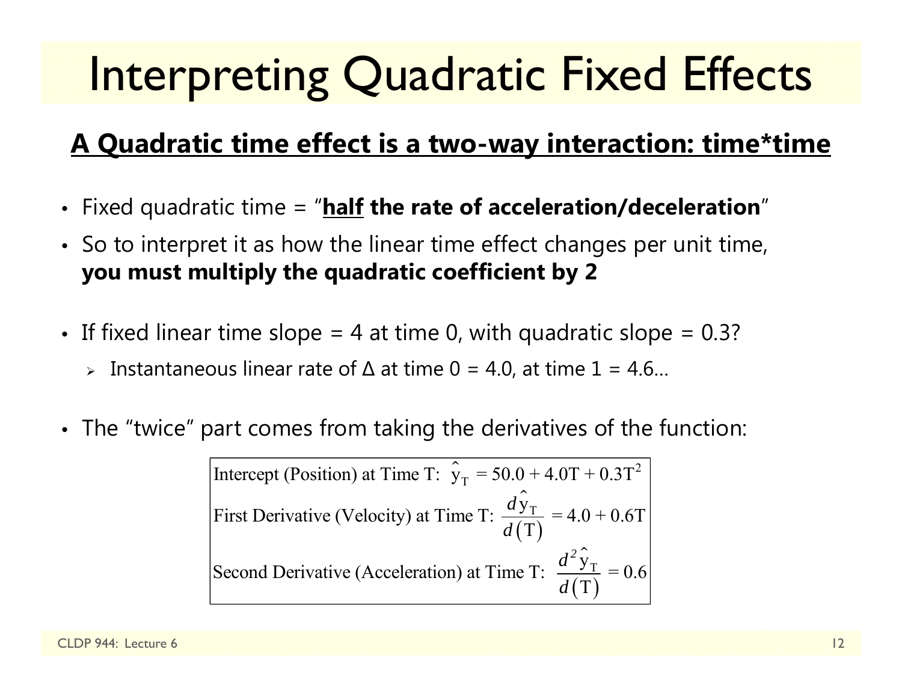# Interpreting Quadratic Fixed Effects

## A Quadratic time effect is a two-way interaction: time*time

- Fixed quadratic time = "**half the rate of acceleration/deceleration**"
- So to interpret it as how the linear time effect changes per unit time, **you must multiply the quadratic coefficient by 2**

- If fixed linear time slope = 4 at time 0, with quadratic slope = 0.3?
  - Instantaneous linear rate of Δ at time 0 = 4.0, at time 1 = 4.6…

- The "twice" part comes from taking the derivatives of the function:

$$\text{Intercept (Position) at Time T: } \hat{y}_T = 50.0 + 4.0T + 0.3T^2$$

$$\text{First Derivative (Velocity) at Time T: } \frac{d\hat{y}_T}{d(T)} = 4.0 + 0.6T$$

$$\text{Second Derivative (Acceleration) at Time T: } \frac{d^2\hat{y}_T}{d(T)} = 0.6$$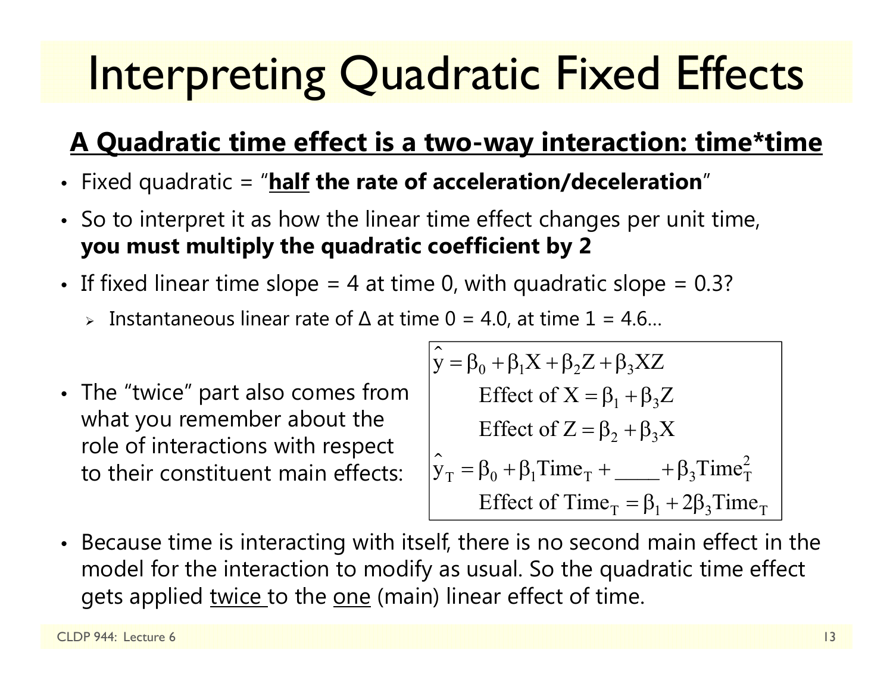# Interpreting Quadratic Fixed Effects

## A Quadratic time effect is a two-way interaction: time*time

- Fixed quadratic = "**half the rate of acceleration/deceleration**"
- So to interpret it as how the linear time effect changes per unit time, **you must multiply the quadratic coefficient by 2**
- If fixed linear time slope = 4 at time 0, with quadratic slope = 0.3?
  - Instantaneous linear rate of Δ at time 0 = 4.0, at time 1 = 4.6…
- The "twice" part also comes from what you remember about the role of interactions with respect to their constituent main effects:

$$\hat{y} = \beta_0 + \beta_1 X + \beta_2 Z + \beta_3 XZ$$

$$\text{Effect of } X = \beta_1 + \beta_3 Z$$

$$\text{Effect of } Z = \beta_2 + \beta_3 X$$

$$\hat{y}_T = \beta_0 + \beta_1 \text{Time}_T + \_\_\_\_ + \beta_3 \text{Time}_T^2$$

$$\text{Effect of Time}_T = \beta_1 + 2\beta_3 \text{Time}_T$$

- Because time is interacting with itself, there is no second main effect in the model for the interaction to modify as usual. So the quadratic time effect gets applied twice to the one (main) linear effect of time.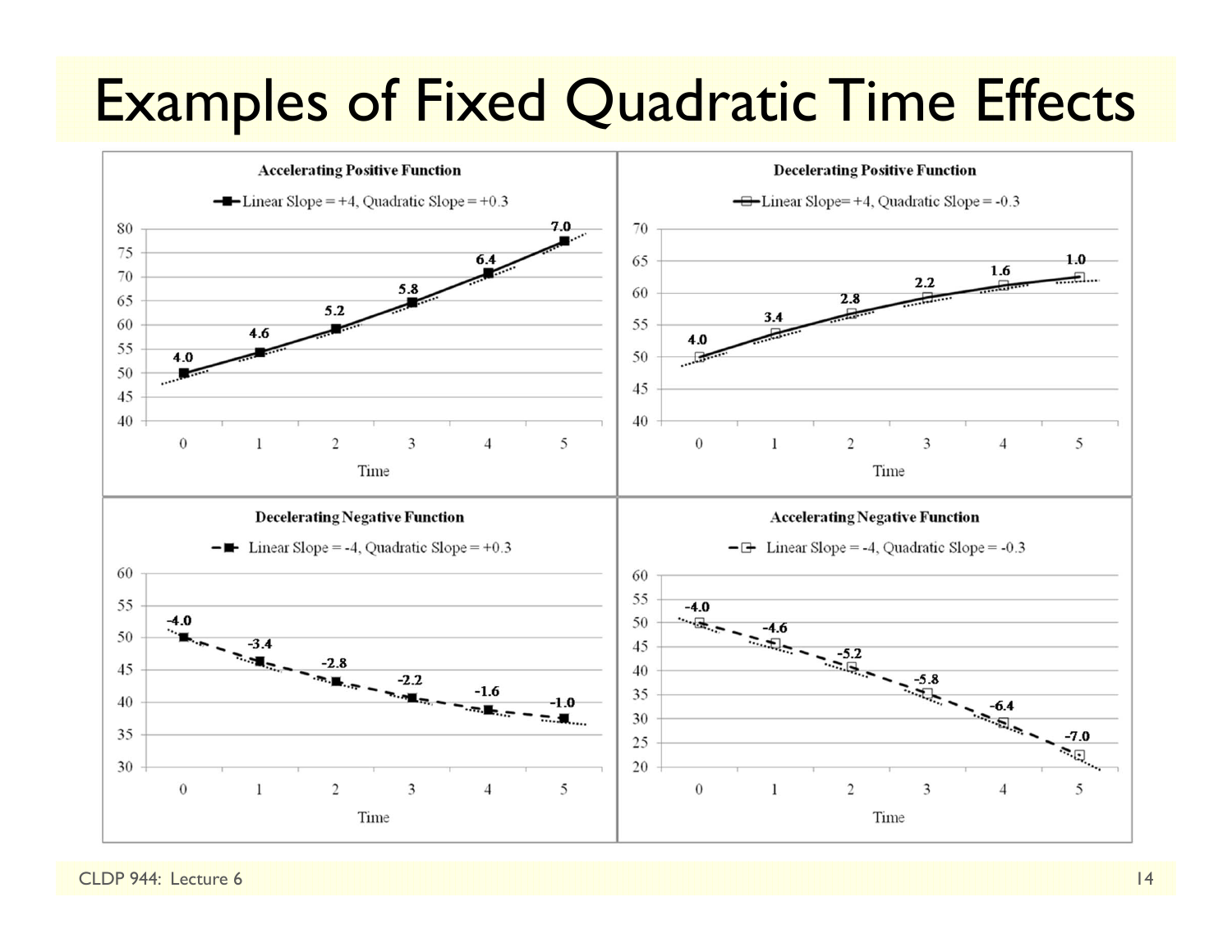# Examples of Fixed Quadratic Time Effects

**Accelerating Positive Function**

Linear Slope = +4, Quadratic Slope = +0.3

**Decelerating Positive Function**

Linear Slope= +4, Quadratic Slope = -0.3

**Decelerating Negative Function**

Linear Slope = -4, Quadratic Slope = +0.3

**Accelerating Negative Function**

Linear Slope = -4, Quadratic Slope = -0.3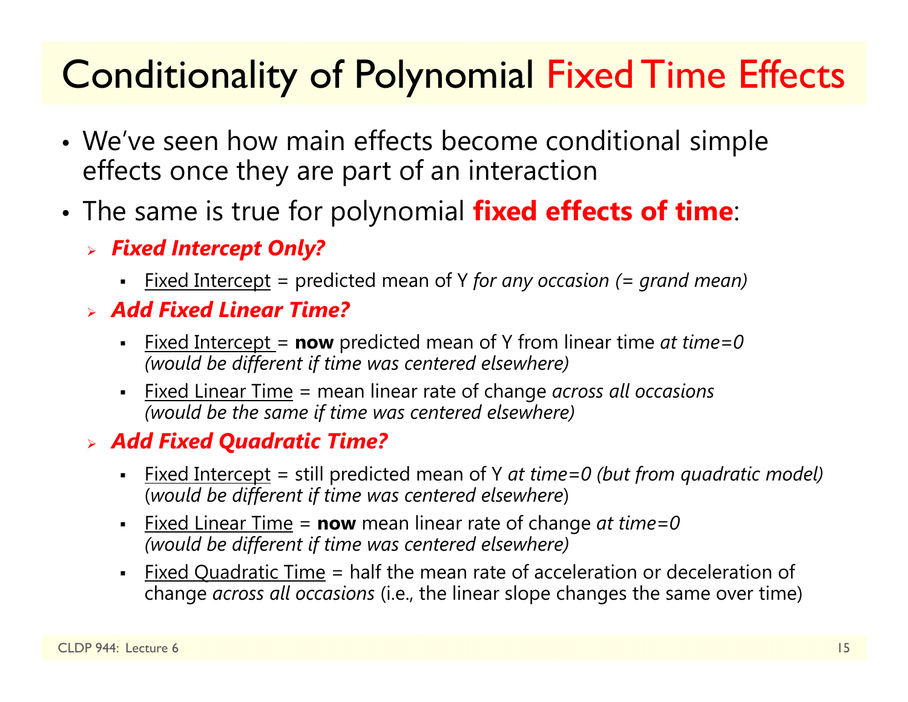# Conditionality of Polynomial Fixed Time Effects

- We've seen how main effects become conditional simple effects once they are part of an interaction
- The same is true for polynomial **fixed effects of time**:
  - ***Fixed Intercept Only?***
    - Fixed Intercept = predicted mean of Y *for any occasion (= grand mean)*
  - ***Add Fixed Linear Time?***
    - Fixed Intercept = **now** predicted mean of Y from linear time *at time=0 (would be different if time was centered elsewhere)*
    - Fixed Linear Time = mean linear rate of change *across all occasions (would be the same if time was centered elsewhere)*
  - ***Add Fixed Quadratic Time?***
    - Fixed Intercept = still predicted mean of Y *at time=0 (but from quadratic model)* (*would be different if time was centered elsewhere*)
    - Fixed Linear Time = **now** mean linear rate of change *at time=0 (would be different if time was centered elsewhere)*
    - Fixed Quadratic Time = half the mean rate of acceleration or deceleration of change *across all occasions* (i.e., the linear slope changes the same over time)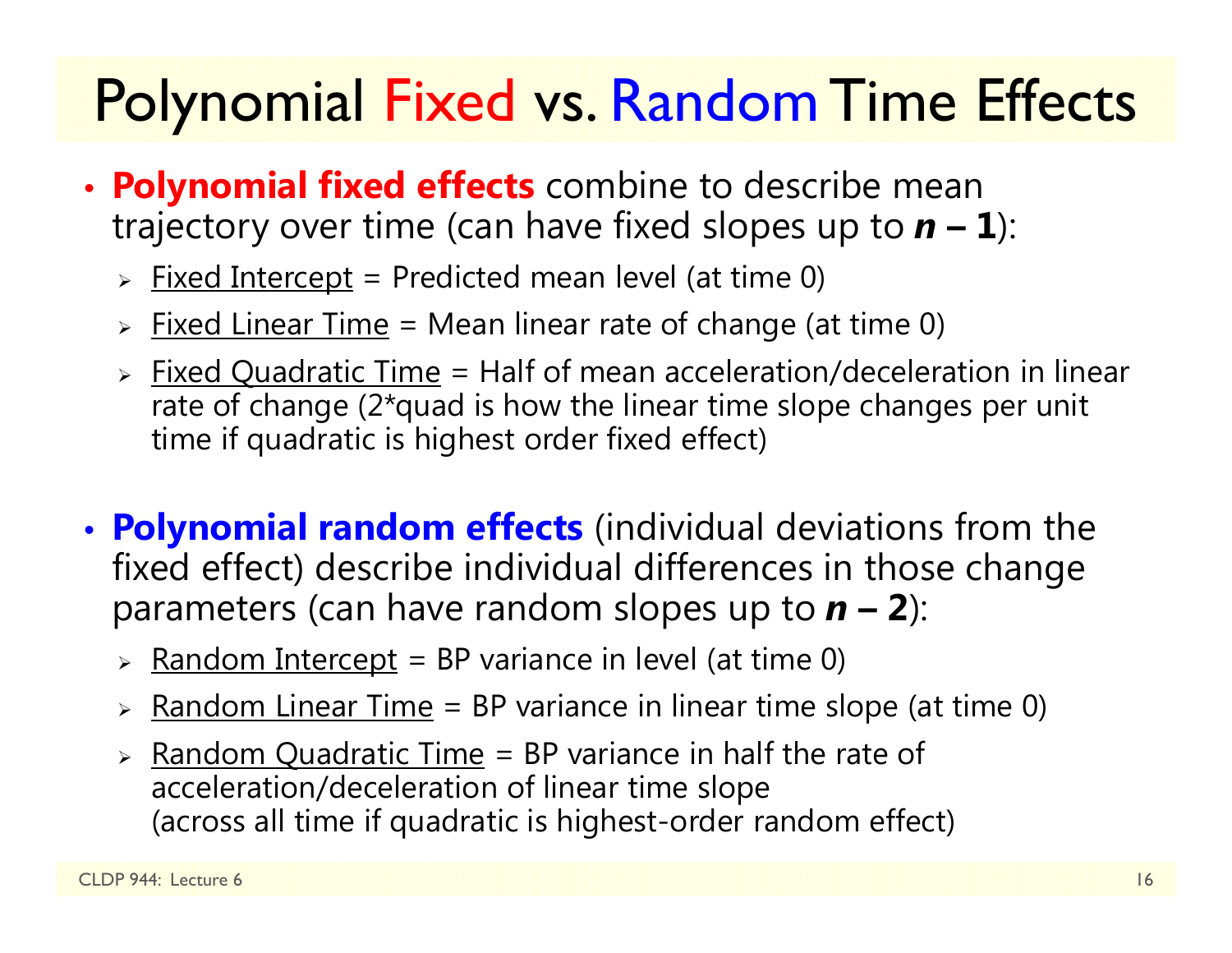# Polynomial Fixed vs. Random Time Effects

- **Polynomial fixed effects** combine to describe mean trajectory over time (can have fixed slopes up to ***n* – 1**):
  - Fixed Intercept = Predicted mean level (at time 0)
  - Fixed Linear Time = Mean linear rate of change (at time 0)
  - Fixed Quadratic Time = Half of mean acceleration/deceleration in linear rate of change (2*quad is how the linear time slope changes per unit time if quadratic is highest order fixed effect)

- **Polynomial random effects** (individual deviations from the fixed effect) describe individual differences in those change parameters (can have random slopes up to ***n* – 2**):
  - Random Intercept = BP variance in level (at time 0)
  - Random Linear Time = BP variance in linear time slope (at time 0)
  - Random Quadratic Time = BP variance in half the rate of acceleration/deceleration of linear time slope (across all time if quadratic is highest-order random effect)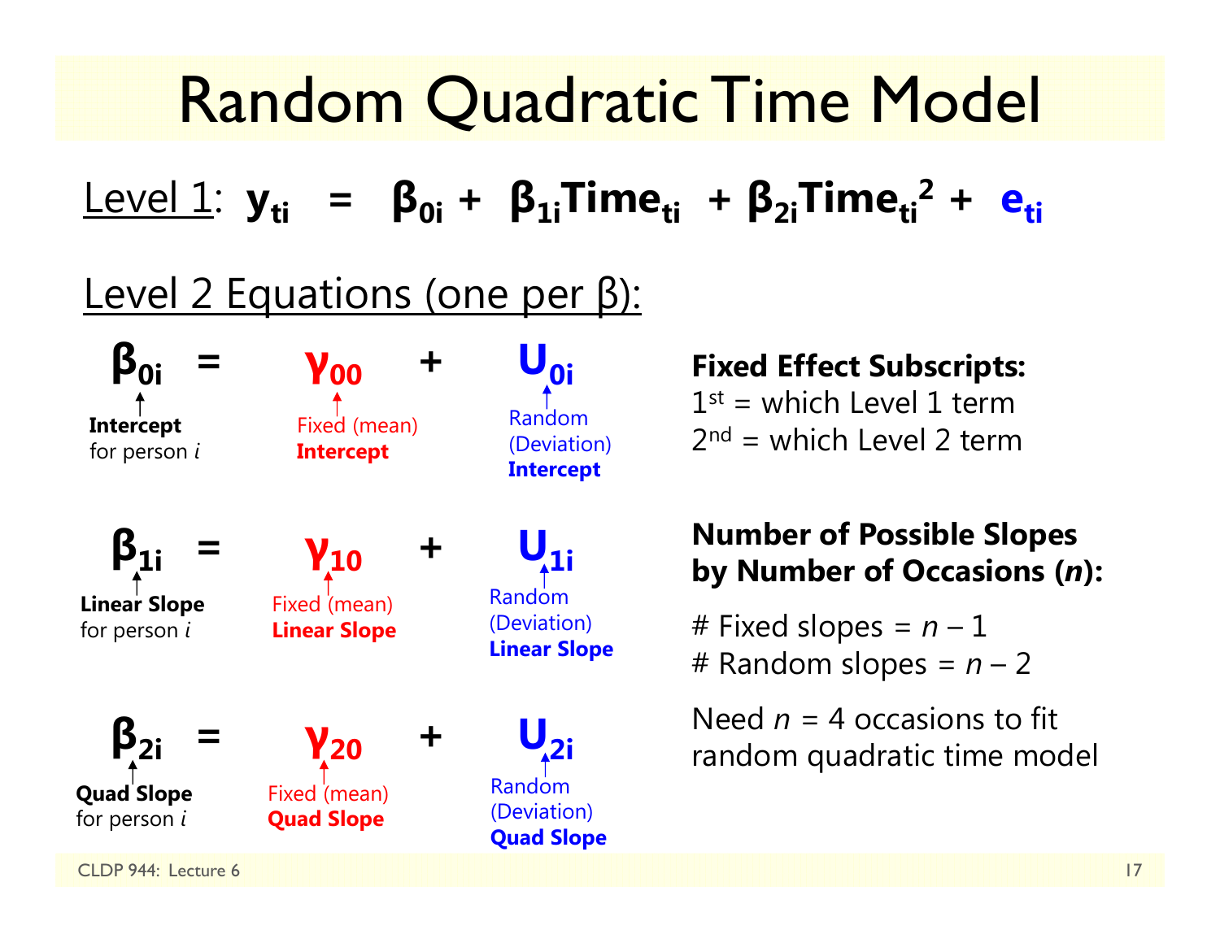# Random Quadratic Time Model

Level 1: $\mathbf{y_{ti} = \beta_{0i} + \beta_{1i}Time_{ti} + \beta_{2i}Time_{ti}^2 + e_{ti}}$

Level 2 Equations (one per β):

$\beta_{0i} = \gamma_{00} + U_{0i}$

- $\beta_{0i}$: **Intercept** for person *i*
- $\gamma_{00}$: Fixed (mean) **Intercept**
- $U_{0i}$: Random (Deviation) **Intercept**

$\beta_{1i} = \gamma_{10} + U_{1i}$

- $\beta_{1i}$: **Linear Slope** for person *i*
- $\gamma_{10}$: Fixed (mean) **Linear Slope**
- $U_{1i}$: Random (Deviation) **Linear Slope**

$\beta_{2i} = \gamma_{20} + U_{2i}$

- $\beta_{2i}$: **Quad Slope** for person *i*
- $\gamma_{20}$: Fixed (mean) **Quad Slope**
- $U_{2i}$: Random (Deviation) **Quad Slope**

**Fixed Effect Subscripts:**

1st = which Level 1 term
2nd = which Level 2 term

**Number of Possible Slopes by Number of Occasions (*n*):**

\# Fixed slopes = $n - 1$
\# Random slopes = $n - 2$

Need $n = 4$ occasions to fit random quadratic time model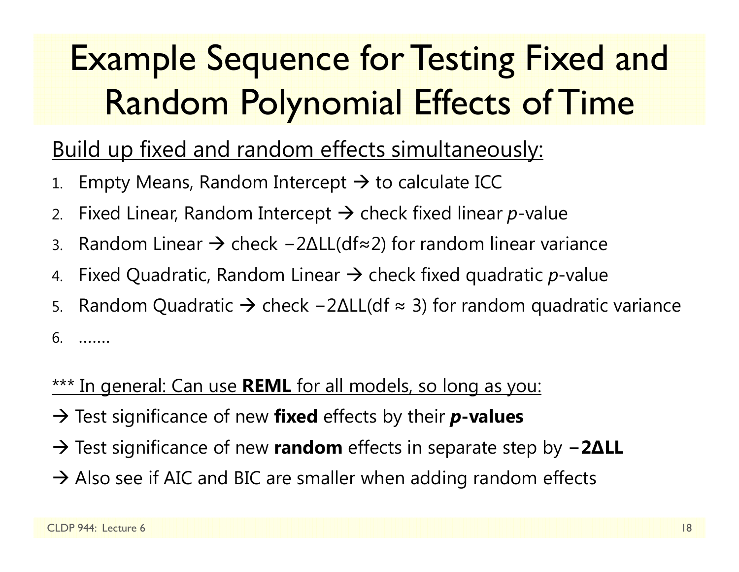# Example Sequence for Testing Fixed and Random Polynomial Effects of Time

Build up fixed and random effects simultaneously:

1. Empty Means, Random Intercept → to calculate ICC
2. Fixed Linear, Random Intercept → check fixed linear *p*-value
3. Random Linear → check $-2\Delta LL(df \approx 2)$ for random linear variance
4. Fixed Quadratic, Random Linear → check fixed quadratic *p*-value
5. Random Quadratic → check $-2\Delta LL(df \approx 3)$ for random quadratic variance
6. .......

*** In general: Can use **REML** for all models, so long as you:

→ Test significance of new **fixed** effects by their ***p*-values**

→ Test significance of new **random** effects in separate step by **$-2\Delta LL$**

→ Also see if AIC and BIC are smaller when adding random effects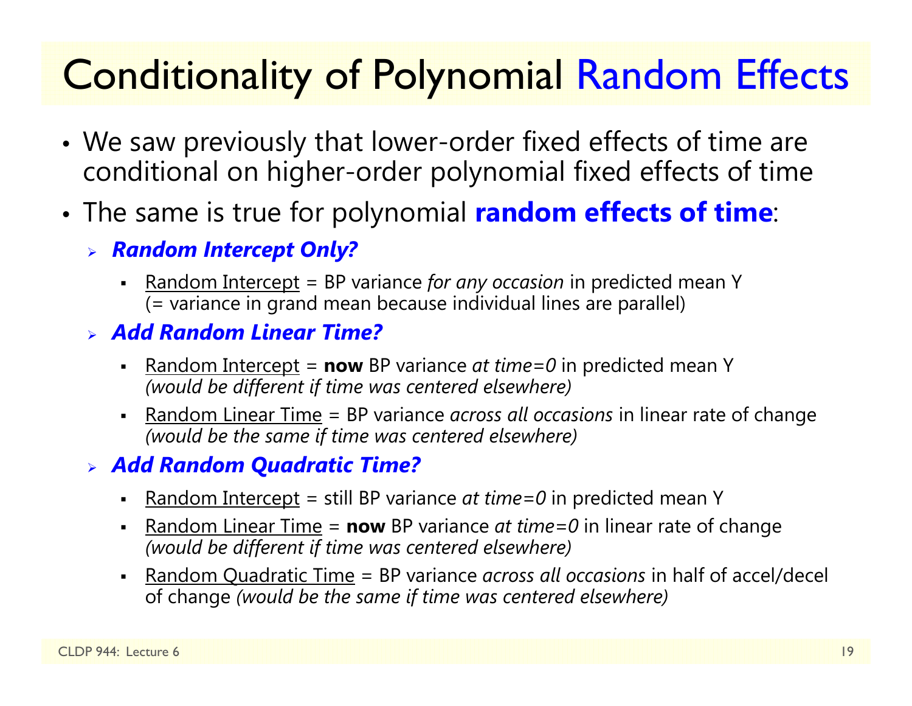# Conditionality of Polynomial Random Effects

- We saw previously that lower-order fixed effects of time are conditional on higher-order polynomial fixed effects of time
- The same is true for polynomial **random effects of time**:
  - ***Random Intercept Only?***
    - Random Intercept = BP variance *for any occasion* in predicted mean Y (= variance in grand mean because individual lines are parallel)
  - ***Add Random Linear Time?***
    - Random Intercept = **now** BP variance *at time=0* in predicted mean Y *(would be different if time was centered elsewhere)*
    - Random Linear Time = BP variance *across all occasions* in linear rate of change *(would be the same if time was centered elsewhere)*
  - ***Add Random Quadratic Time?***
    - Random Intercept = still BP variance *at time=0* in predicted mean Y
    - Random Linear Time = **now** BP variance *at time=0* in linear rate of change *(would be different if time was centered elsewhere)*
    - Random Quadratic Time = BP variance *across all occasions* in half of accel/decel of change *(would be the same if time was centered elsewhere)*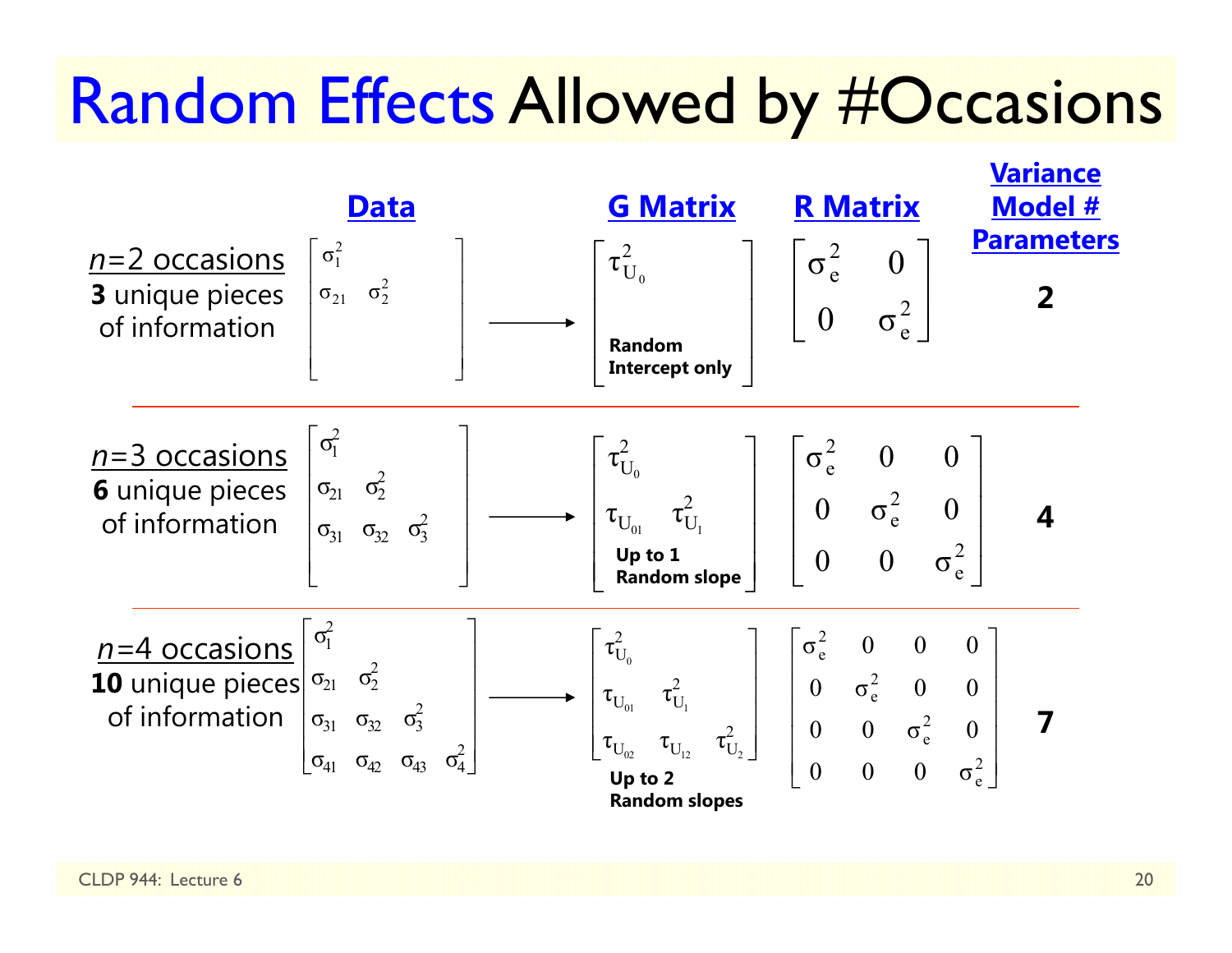# Random Effects Allowed by #Occasions

| | Data | | G Matrix | R Matrix | Variance Model # Parameters |
|---|---|---|---|---|---|
| *n*=2 occasions **3** unique pieces of information | $\begin{bmatrix} \sigma_1^2 & \\ \sigma_{21} & \sigma_2^2 \end{bmatrix}$ | → | $\begin{bmatrix} \tau_{U_0}^2 \end{bmatrix}$ **Random Intercept only** | $\begin{bmatrix} \sigma_e^2 & 0 \\ 0 & \sigma_e^2 \end{bmatrix}$ | **2** |
| *n*=3 occasions **6** unique pieces of information | $\begin{bmatrix} \sigma_1^2 & & \\ \sigma_{21} & \sigma_2^2 & \\ \sigma_{31} & \sigma_{32} & \sigma_3^2 \end{bmatrix}$ | → | $\begin{bmatrix} \tau_{U_0}^2 & \\ \tau_{U_{01}} & \tau_{U_1}^2 \end{bmatrix}$ **Up to 1 Random slope** | $\begin{bmatrix} \sigma_e^2 & 0 & 0 \\ 0 & \sigma_e^2 & 0 \\ 0 & 0 & \sigma_e^2 \end{bmatrix}$ | **4** |
| *n*=4 occasions **10** unique pieces of information | $\begin{bmatrix} \sigma_1^2 & & & \\ \sigma_{21} & \sigma_2^2 & & \\ \sigma_{31} & \sigma_{32} & \sigma_3^2 & \\ \sigma_{41} & \sigma_{42} & \sigma_{43} & \sigma_4^2 \end{bmatrix}$ | → | $\begin{bmatrix} \tau_{U_0}^2 & & \\ \tau_{U_{01}} & \tau_{U_1}^2 & \\ \tau_{U_{02}} & \tau_{U_{12}} & \tau_{U_2}^2 \end{bmatrix}$ **Up to 2 Random slopes** | $\begin{bmatrix} \sigma_e^2 & 0 & 0 & 0 \\ 0 & \sigma_e^2 & 0 & 0 \\ 0 & 0 & \sigma_e^2 & 0 \\ 0 & 0 & 0 & \sigma_e^2 \end{bmatrix}$ | **7** |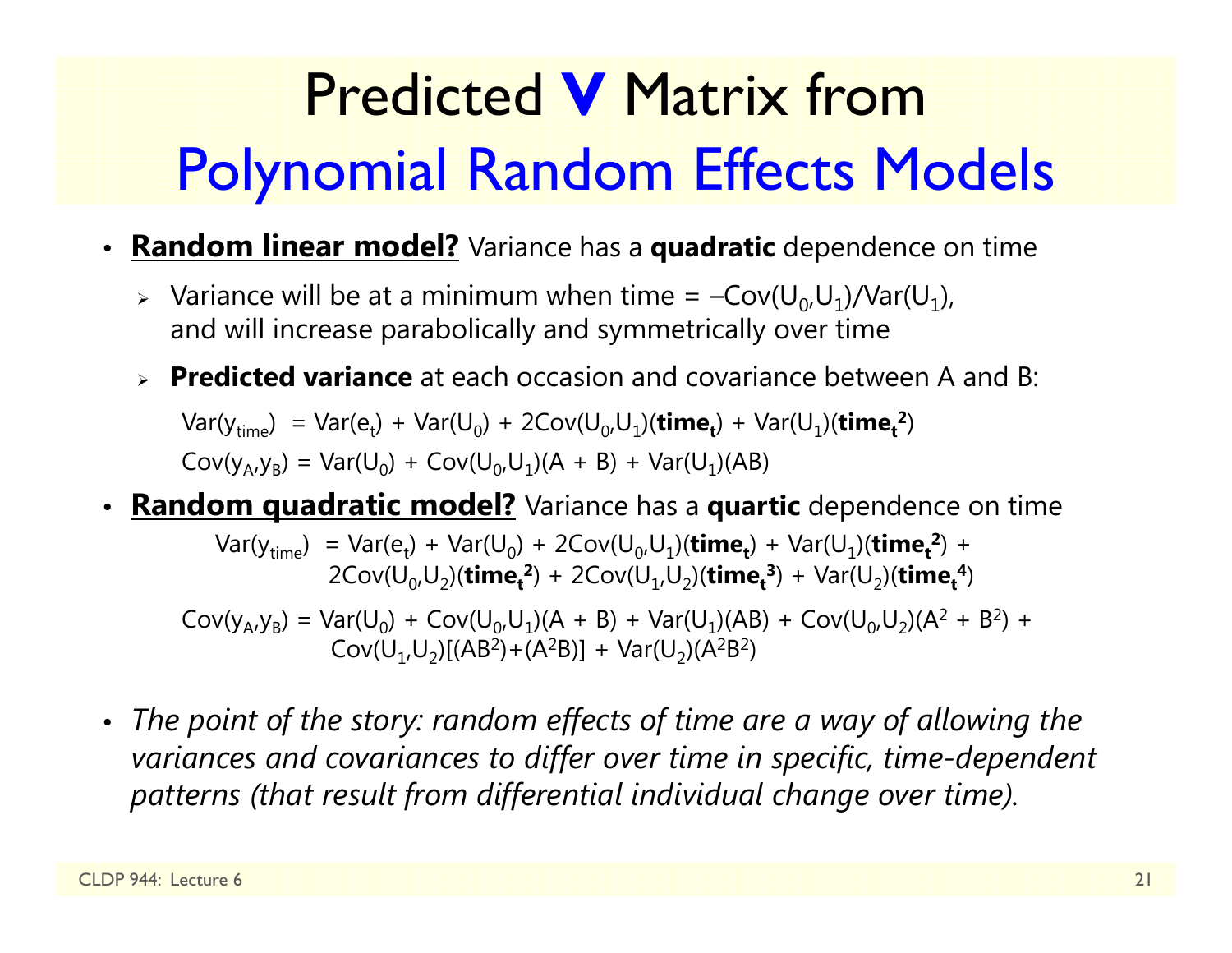# Predicted **V** Matrix from Polynomial Random Effects Models

- **Random linear model?** Variance has a **quadratic** dependence on time
  - Variance will be at a minimum when time = $-\text{Cov}(U_0,U_1)/\text{Var}(U_1)$, and will increase parabolically and symmetrically over time
  - **Predicted variance** at each occasion and covariance between A and B:

$$\text{Var}(y_{time}) = \text{Var}(e_t) + \text{Var}(U_0) + 2\text{Cov}(U_0,U_1)(\mathbf{time_t}) + \text{Var}(U_1)(\mathbf{time_t^2})$$

$$\text{Cov}(y_A,y_B) = \text{Var}(U_0) + \text{Cov}(U_0,U_1)(A + B) + \text{Var}(U_1)(AB)$$

- **Random quadratic model?** Variance has a **quartic** dependence on time

$$\text{Var}(y_{time}) = \text{Var}(e_t) + \text{Var}(U_0) + 2\text{Cov}(U_0,U_1)(\mathbf{time_t}) + \text{Var}(U_1)(\mathbf{time_t^2}) + 2\text{Cov}(U_0,U_2)(\mathbf{time_t^2}) + 2\text{Cov}(U_1,U_2)(\mathbf{time_t^3}) + \text{Var}(U_2)(\mathbf{time_t^4})$$

$$\text{Cov}(y_A,y_B) = \text{Var}(U_0) + \text{Cov}(U_0,U_1)(A + B) + \text{Var}(U_1)(AB) + \text{Cov}(U_0,U_2)(A^2 + B^2) + \text{Cov}(U_1,U_2)[(AB^2)+(A^2B)] + \text{Var}(U_2)(A^2B^2)$$

- *The point of the story: random effects of time are a way of allowing the variances and covariances to differ over time in specific, time-dependent patterns (that result from differential individual change over time).*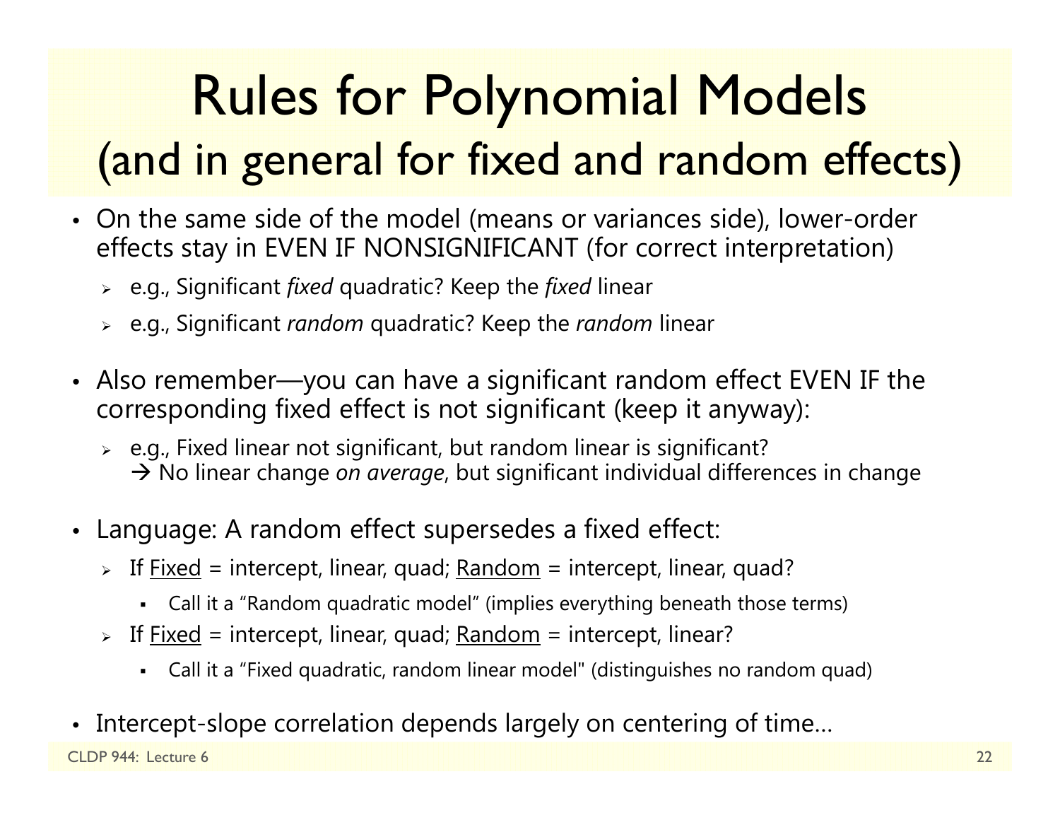# Rules for Polynomial Models (and in general for fixed and random effects)

- On the same side of the model (means or variances side), lower-order effects stay in EVEN IF NONSIGNIFICANT (for correct interpretation)
  - e.g., Significant *fixed* quadratic? Keep the *fixed* linear
  - e.g., Significant *random* quadratic? Keep the *random* linear
- Also remember—you can have a significant random effect EVEN IF the corresponding fixed effect is not significant (keep it anyway):
  - e.g., Fixed linear not significant, but random linear is significant? → No linear change *on average*, but significant individual differences in change
- Language: A random effect supersedes a fixed effect:
  - If <u>Fixed</u> = intercept, linear, quad; <u>Random</u> = intercept, linear, quad?
    - Call it a "Random quadratic model" (implies everything beneath those terms)
  - If <u>Fixed</u> = intercept, linear, quad; <u>Random</u> = intercept, linear?
    - Call it a "Fixed quadratic, random linear model" (distinguishes no random quad)
- Intercept-slope correlation depends largely on centering of time…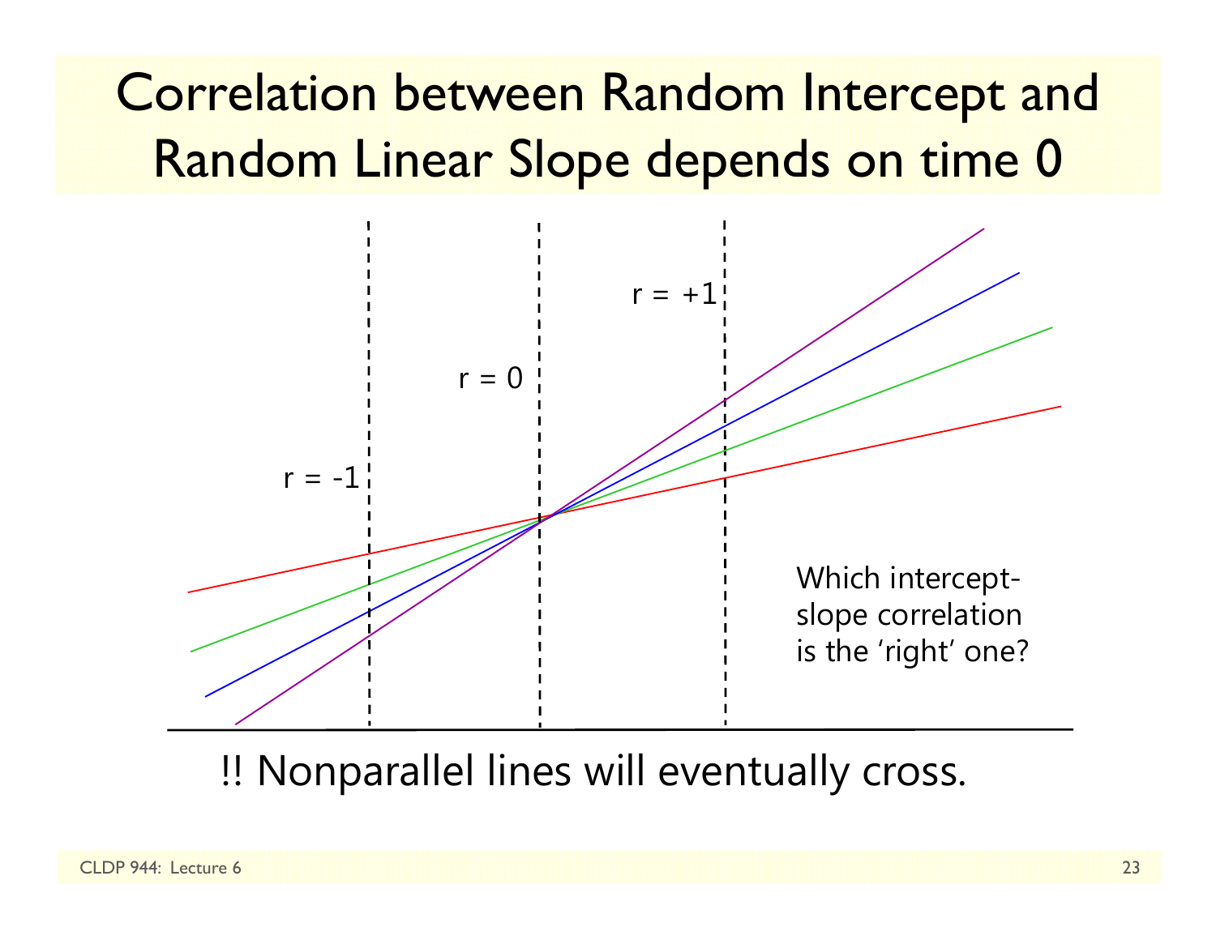# Correlation between Random Intercept and Random Linear Slope depends on time 0

r = -1

r = 0

r = +1

Which intercept-slope correlation is the 'right' one?

!! Nonparallel lines will eventually cross.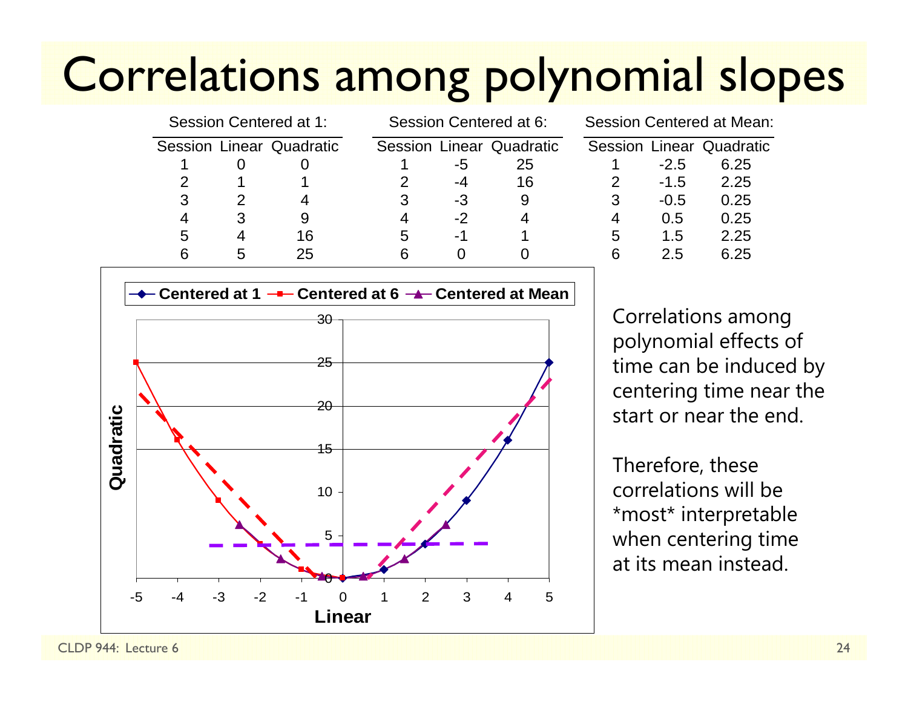# Correlations among polynomial slopes

| Session Centered at 1: | | | Session Centered at 6: | | | Session Centered at Mean: | | |
|---|---|---|---|---|---|---|---|---|
| Session | Linear | Quadratic | Session | Linear | Quadratic | Session | Linear | Quadratic |
| 1 | 0 | 0 | 1 | -5 | 25 | 1 | -2.5 | 6.25 |
| 2 | 1 | 1 | 2 | -4 | 16 | 2 | -1.5 | 2.25 |
| 3 | 2 | 4 | 3 | -3 | 9 | 3 | -0.5 | 0.25 |
| 4 | 3 | 9 | 4 | -2 | 4 | 4 | 0.5 | 0.25 |
| 5 | 4 | 16 | 5 | -1 | 1 | 5 | 1.5 | 2.25 |
| 6 | 5 | 25 | 6 | 0 | 0 | 6 | 2.5 | 6.25 |

Correlations among polynomial effects of time can be induced by centering time near the start or near the end.

Therefore, these correlations will be *most* interpretable when centering time at its mean instead.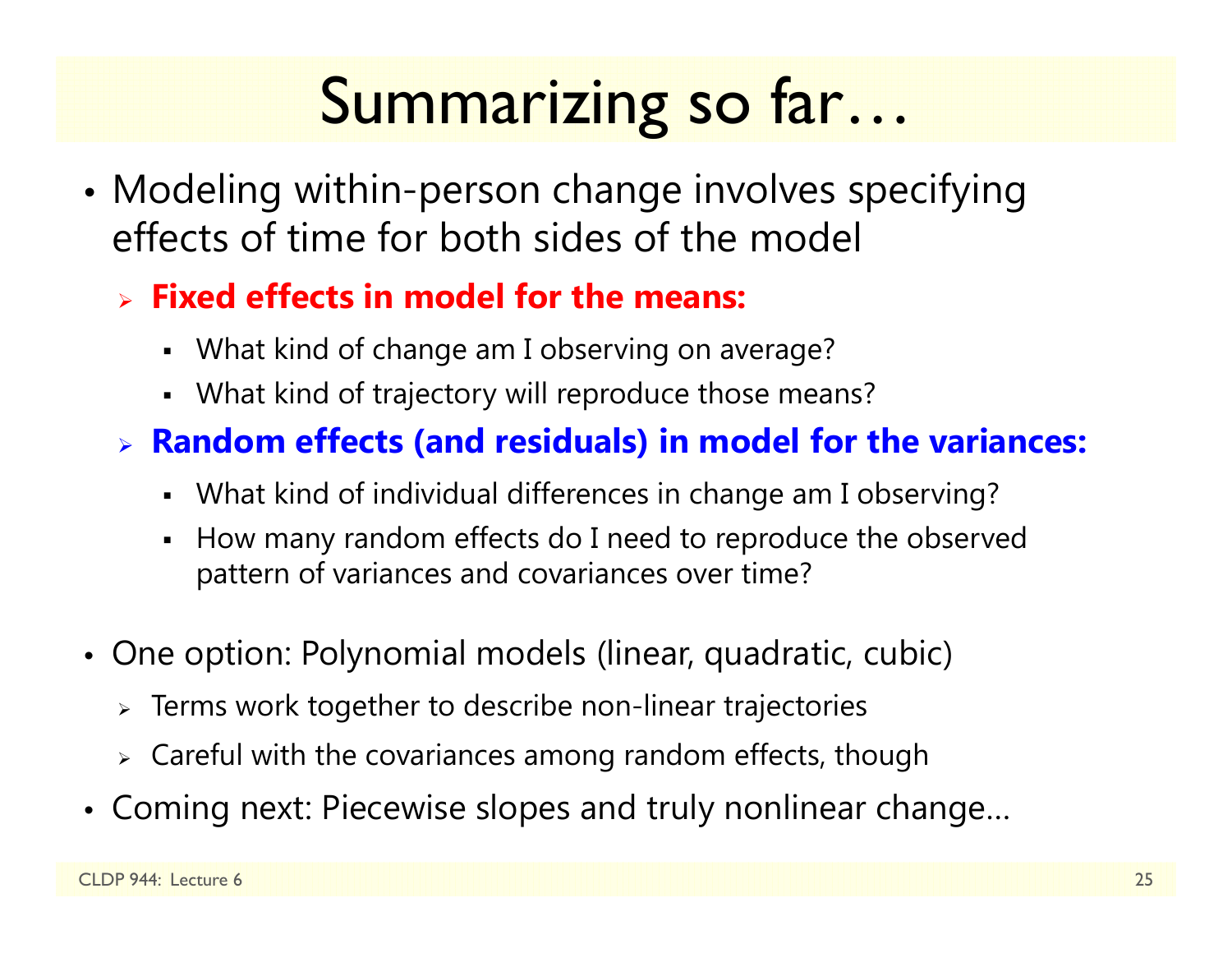# Summarizing so far…

- Modeling within-person change involves specifying effects of time for both sides of the model
  - **Fixed effects in model for the means:**
    - What kind of change am I observing on average?
    - What kind of trajectory will reproduce those means?
  - **Random effects (and residuals) in model for the variances:**
    - What kind of individual differences in change am I observing?
    - How many random effects do I need to reproduce the observed pattern of variances and covariances over time?
- One option: Polynomial models (linear, quadratic, cubic)
  - Terms work together to describe non-linear trajectories
  - Careful with the covariances among random effects, though
- Coming next: Piecewise slopes and truly nonlinear change…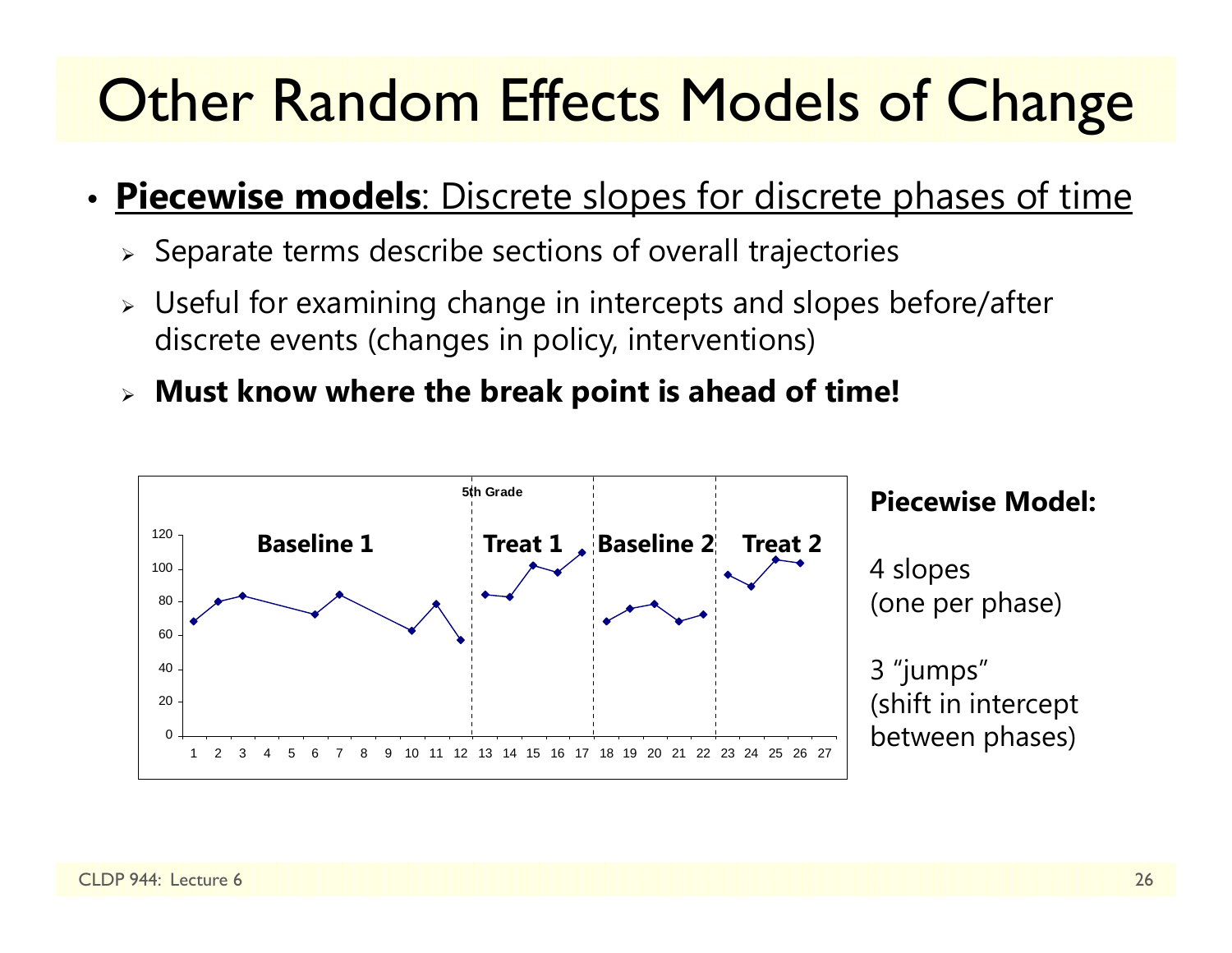# Other Random Effects Models of Change

- **Piecewise models**: Discrete slopes for discrete phases of time
  - Separate terms describe sections of overall trajectories
  - Useful for examining change in intercepts and slopes before/after discrete events (changes in policy, interventions)
  - **Must know where the break point is ahead of time!**

**Piecewise Model:**

4 slopes (one per phase)

3 "jumps" (shift in intercept between phases)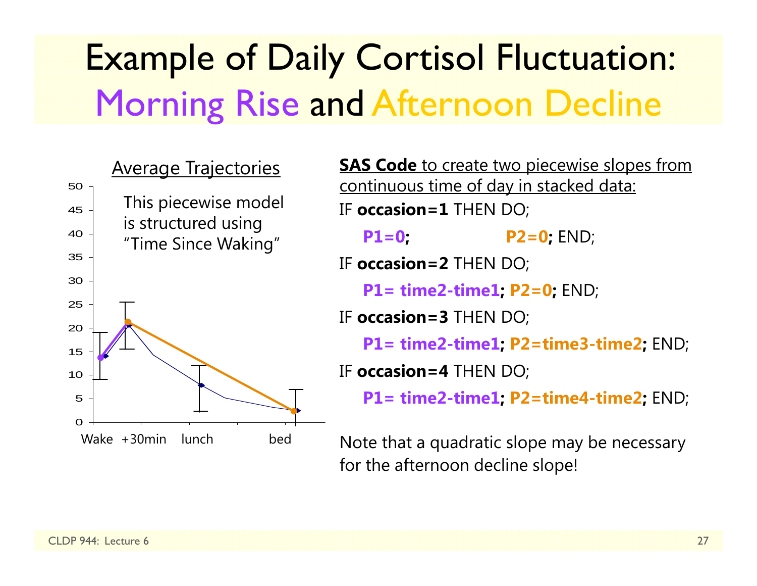# Example of Daily Cortisol Fluctuation: Morning Rise and Afternoon Decline

**Average Trajectories**

This piecewise model is structured using "Time Since Waking"

**SAS Code** to create two piecewise slopes from continuous time of day in stacked data:

```
IF occasion=1 THEN DO;
   P1=0;               P2=0; END;
IF occasion=2 THEN DO;
   P1= time2-time1; P2=0; END;
IF occasion=3 THEN DO;
   P1= time2-time1; P2=time3-time2; END;
IF occasion=4 THEN DO;
   P1= time2-time1; P2=time4-time2; END;
```

Note that a quadratic slope may be necessary for the afternoon decline slope!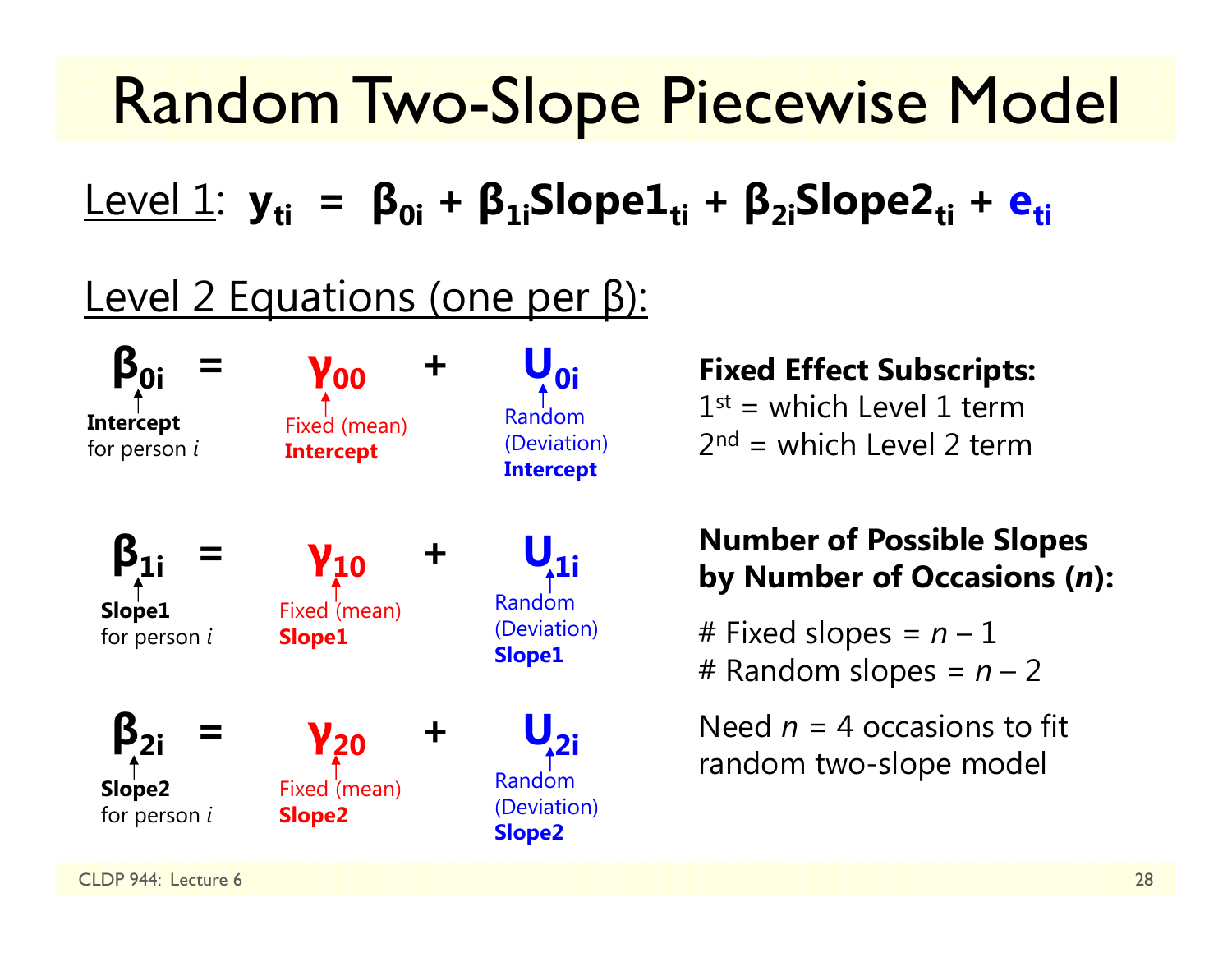# Random Two-Slope Piecewise Model

Level 1: $y_{ti} = \beta_{0i} + \beta_{1i}Slope1_{ti} + \beta_{2i}Slope2_{ti} + e_{ti}$

Level 2 Equations (one per β):

$$\beta_{0i} = \gamma_{00} + U_{0i}$$

- $\beta_{0i}$: **Intercept** for person *i*
- $\gamma_{00}$: Fixed (mean) **Intercept**
- $U_{0i}$: Random (Deviation) **Intercept**

$$\beta_{1i} = \gamma_{10} + U_{1i}$$

- $\beta_{1i}$: **Slope1** for person *i*
- $\gamma_{10}$: Fixed (mean) **Slope1**
- $U_{1i}$: Random (Deviation) **Slope1**

$$\beta_{2i} = \gamma_{20} + U_{2i}$$

- $\beta_{2i}$: **Slope2** for person *i*
- $\gamma_{20}$: Fixed (mean) **Slope2**
- $U_{2i}$: Random (Deviation) **Slope2**

**Fixed Effect Subscripts:**

1st = which Level 1 term

2nd = which Level 2 term

**Number of Possible Slopes by Number of Occasions (*n*):**

\# Fixed slopes = $n - 1$

\# Random slopes = $n - 2$

Need $n = 4$ occasions to fit random two-slope model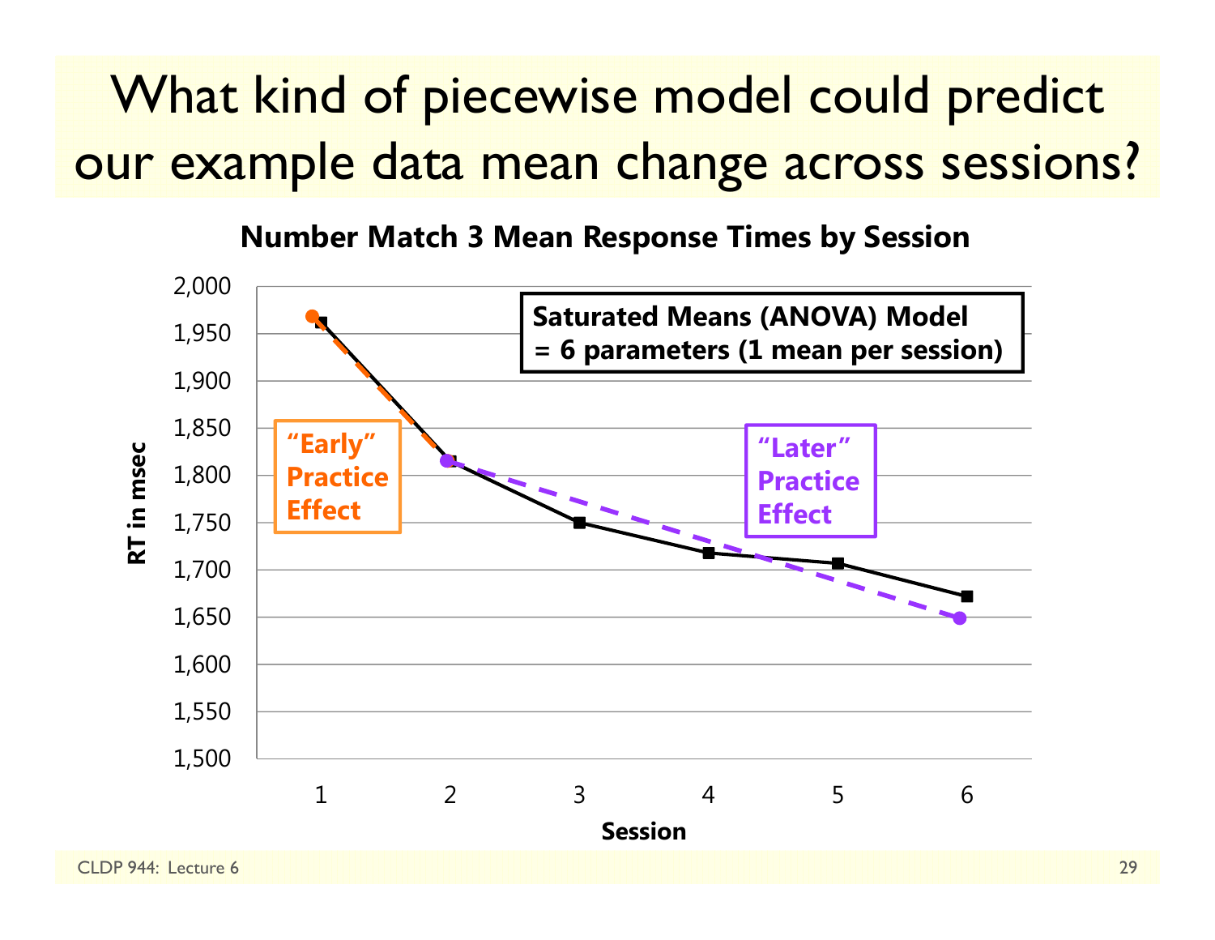# What kind of piecewise model could predict our example data mean change across sessions?

**Number Match 3 Mean Response Times by Session**

**Saturated Means (ANOVA) Model = 6 parameters (1 mean per session)**

**"Early" Practice Effect**

**"Later" Practice Effect**

RT in msec: 1,500, 1,550, 1,600, 1,650, 1,700, 1,750, 1,800, 1,850, 1,900, 1,950, 2,000

Session: 1, 2, 3, 4, 5, 6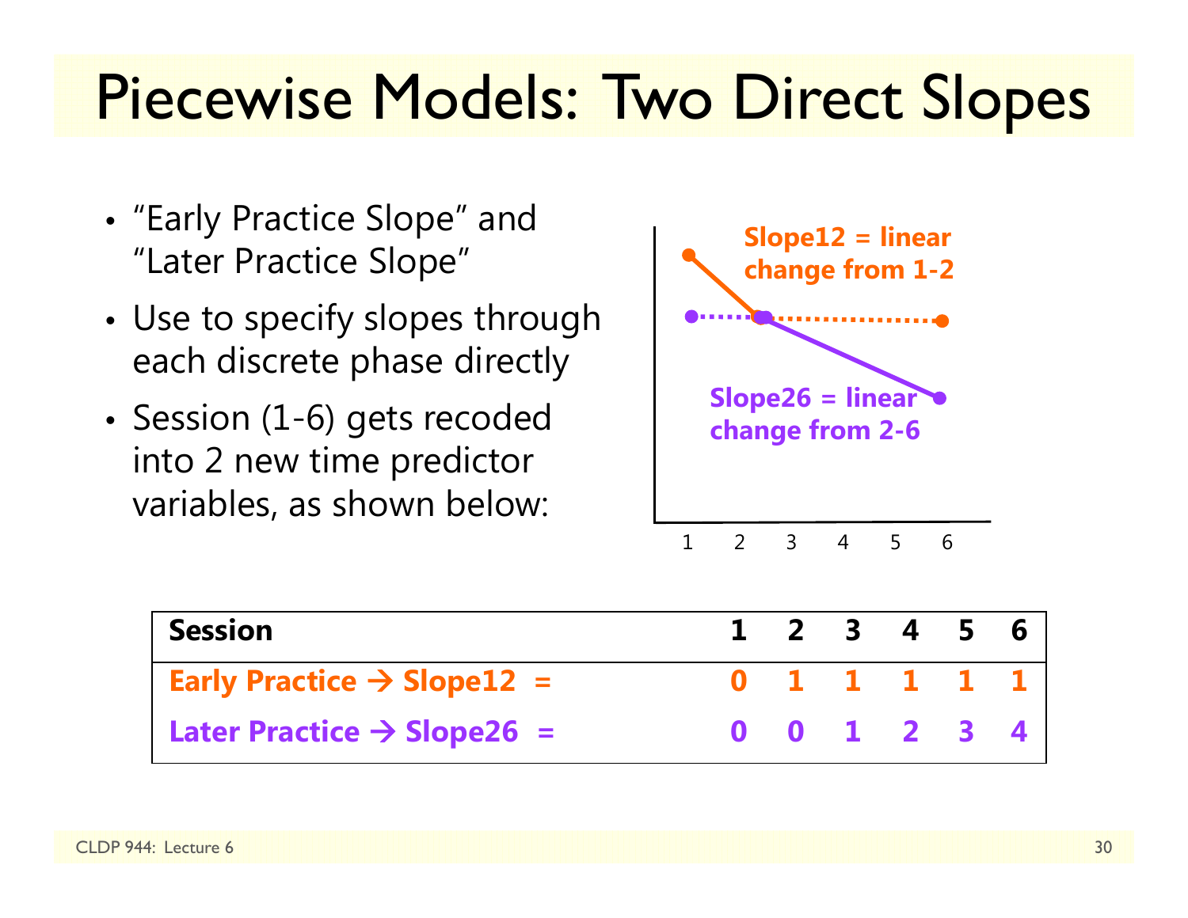# Piecewise Models: Two Direct Slopes

- "Early Practice Slope" and "Later Practice Slope"
- Use to specify slopes through each discrete phase directly
- Session (1-6) gets recoded into 2 new time predictor variables, as shown below:

Slope12 = linear change from 1-2

Slope26 = linear change from 2-6

| Session | 1 | 2 | 3 | 4 | 5 | 6 |
|---|---|---|---|---|---|---|
| Early Practice → Slope12 = | 0 | 1 | 1 | 1 | 1 | 1 |
| Later Practice → Slope26 = | 0 | 0 | 1 | 2 | 3 | 4 |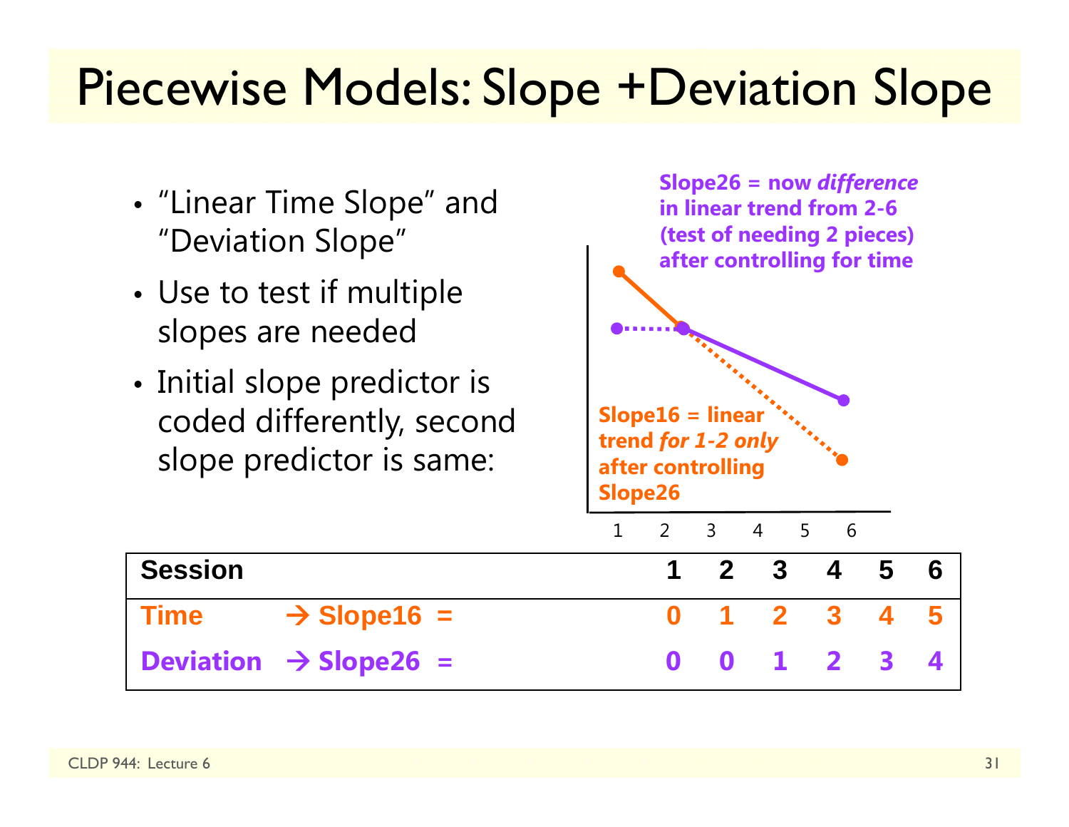# Piecewise Models: Slope +Deviation Slope

- "Linear Time Slope" and "Deviation Slope"
- Use to test if multiple slopes are needed
- Initial slope predictor is coded differently, second slope predictor is same:

**Slope26 = now *difference* in linear trend from 2-6 (test of needing 2 pieces) after controlling for time**

**Slope16 = linear trend *for 1-2 only* after controlling Slope26**

| Session | | 1 | 2 | 3 | 4 | 5 | 6 |
|---|---|---|---|---|---|---|---|
| **Time** | **→ Slope16 =** | **0** | **1** | **2** | **3** | **4** | **5** |
| **Deviation** | **→ Slope26 =** | **0** | **0** | **1** | **2** | **3** | **4** |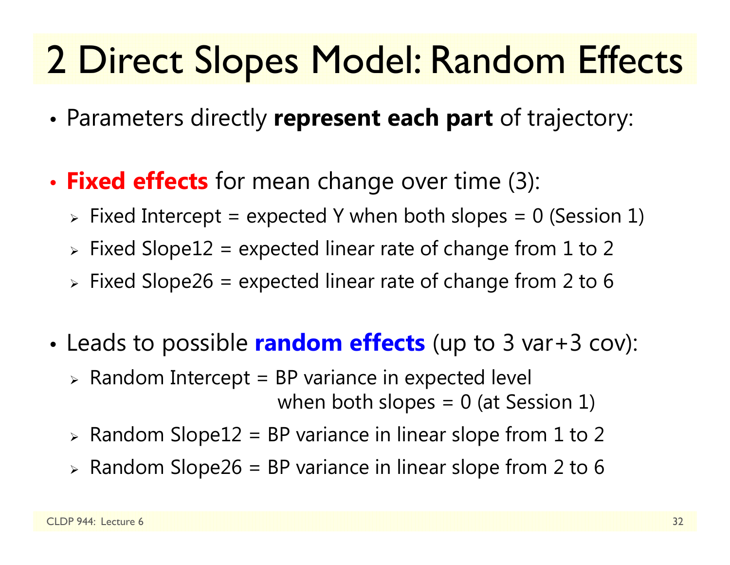# 2 Direct Slopes Model: Random Effects

- Parameters directly **represent each part** of trajectory:

- **Fixed effects** for mean change over time (3):
  - Fixed Intercept = expected Y when both slopes = 0 (Session 1)
  - Fixed Slope12 = expected linear rate of change from 1 to 2
  - Fixed Slope26 = expected linear rate of change from 2 to 6

- Leads to possible **random effects** (up to 3 var+3 cov):
  - Random Intercept = BP variance in expected level when both slopes = 0 (at Session 1)
  - Random Slope12 = BP variance in linear slope from 1 to 2
  - Random Slope26 = BP variance in linear slope from 2 to 6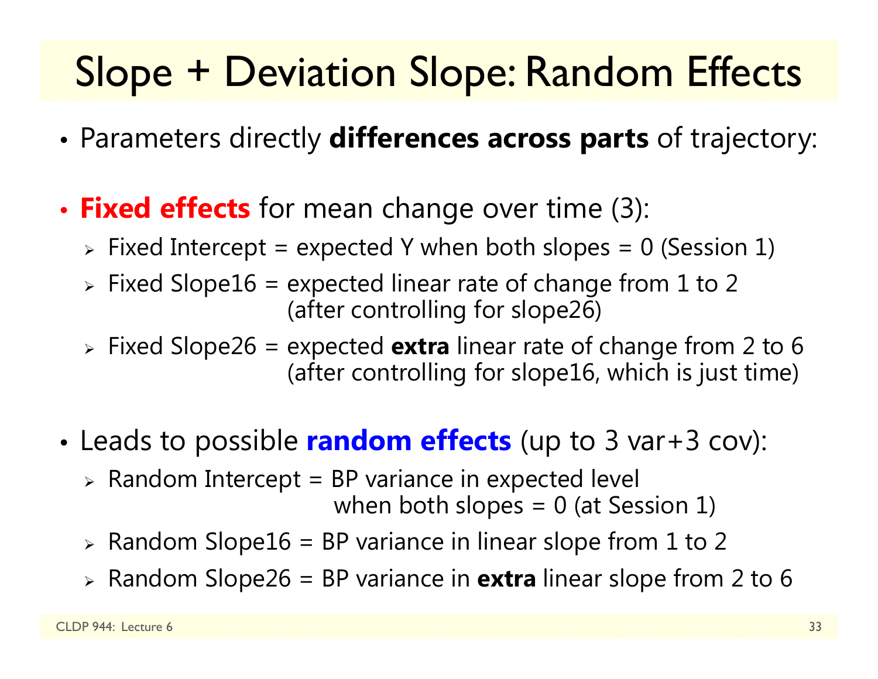# Slope + Deviation Slope: Random Effects

- Parameters directly **differences across parts** of trajectory:
- **Fixed effects** for mean change over time (3):
  - Fixed Intercept = expected Y when both slopes = 0 (Session 1)
  - Fixed Slope16 = expected linear rate of change from 1 to 2 (after controlling for slope26)
  - Fixed Slope26 = expected **extra** linear rate of change from 2 to 6 (after controlling for slope16, which is just time)
- Leads to possible **random effects** (up to 3 var+3 cov):
  - Random Intercept = BP variance in expected level when both slopes = 0 (at Session 1)
  - Random Slope16 = BP variance in linear slope from 1 to 2
  - Random Slope26 = BP variance in **extra** linear slope from 2 to 6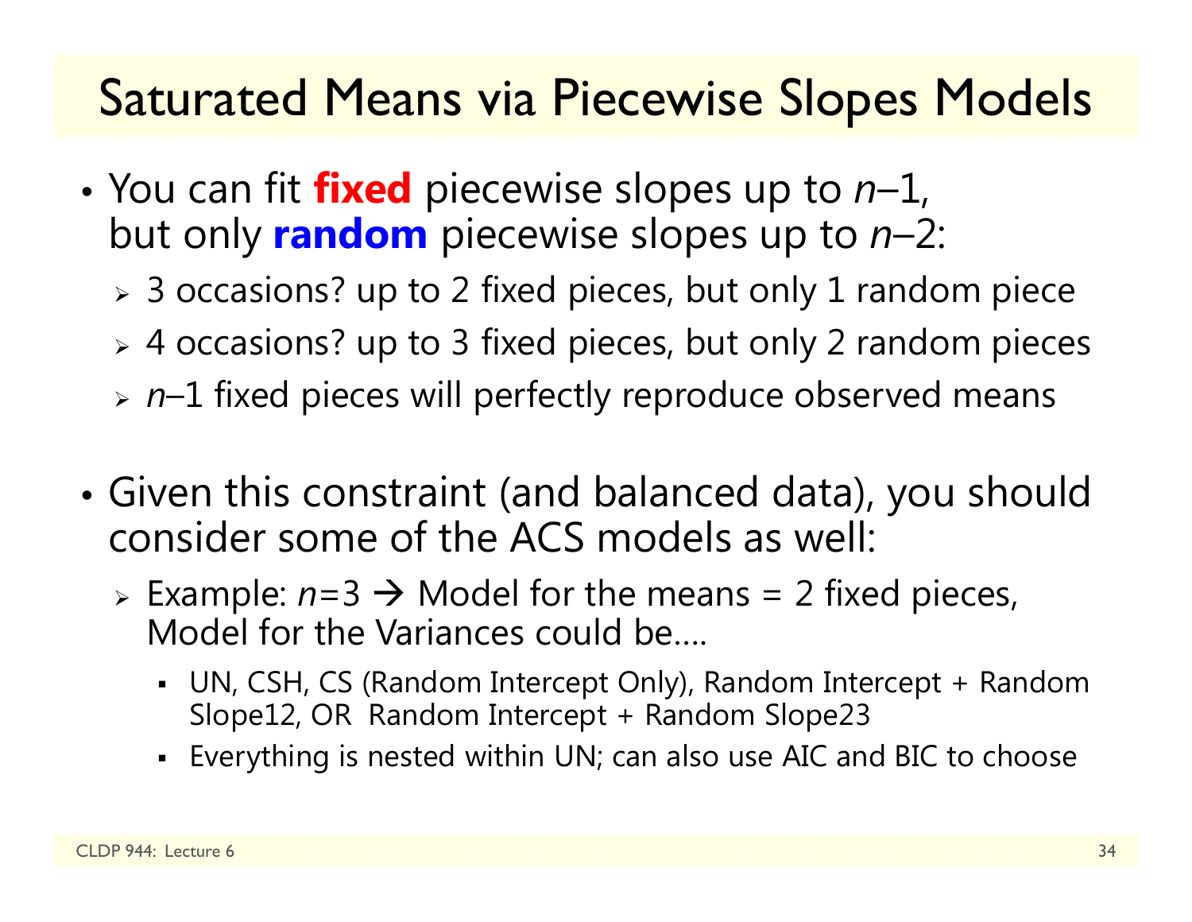# Saturated Means via Piecewise Slopes Models

- You can fit **fixed** piecewise slopes up to $n$–1, but only **random** piecewise slopes up to $n$–2:
  - 3 occasions? up to 2 fixed pieces, but only 1 random piece
  - 4 occasions? up to 3 fixed pieces, but only 2 random pieces
  - $n$–1 fixed pieces will perfectly reproduce observed means

- Given this constraint (and balanced data), you should consider some of the ACS models as well:
  - Example: $n$=3 → Model for the means = 2 fixed pieces, Model for the Variances could be….
    - UN, CSH, CS (Random Intercept Only), Random Intercept + Random Slope12, OR Random Intercept + Random Slope23
    - Everything is nested within UN; can also use AIC and BIC to choose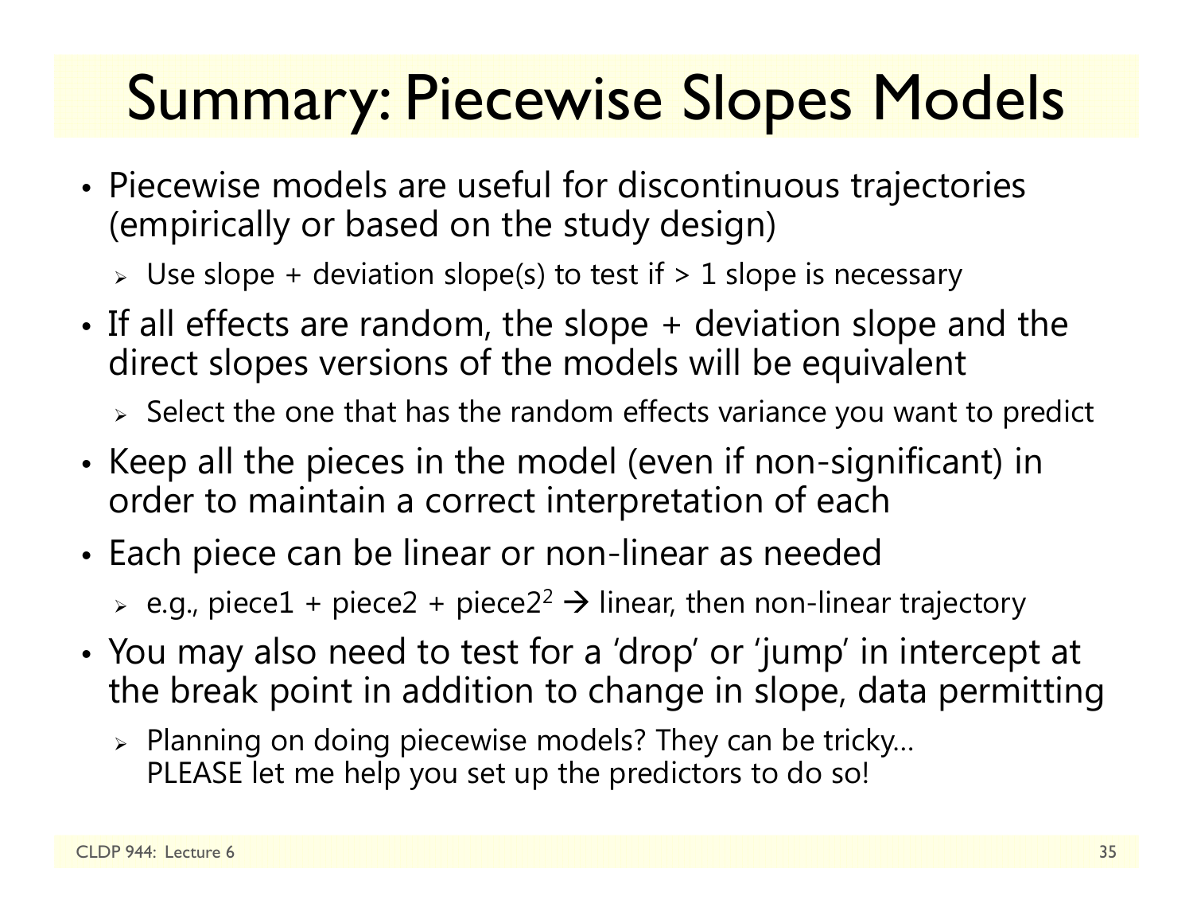# Summary: Piecewise Slopes Models

- Piecewise models are useful for discontinuous trajectories (empirically or based on the study design)
  - Use slope + deviation slope(s) to test if > 1 slope is necessary
- If all effects are random, the slope + deviation slope and the direct slopes versions of the models will be equivalent
  - Select the one that has the random effects variance you want to predict
- Keep all the pieces in the model (even if non-significant) in order to maintain a correct interpretation of each
- Each piece can be linear or non-linear as needed
  - e.g., piece1 + piece2 + piece2$^2$ → linear, then non-linear trajectory
- You may also need to test for a 'drop' or 'jump' in intercept at the break point in addition to change in slope, data permitting
  - Planning on doing piecewise models? They can be tricky… PLEASE let me help you set up the predictors to do so!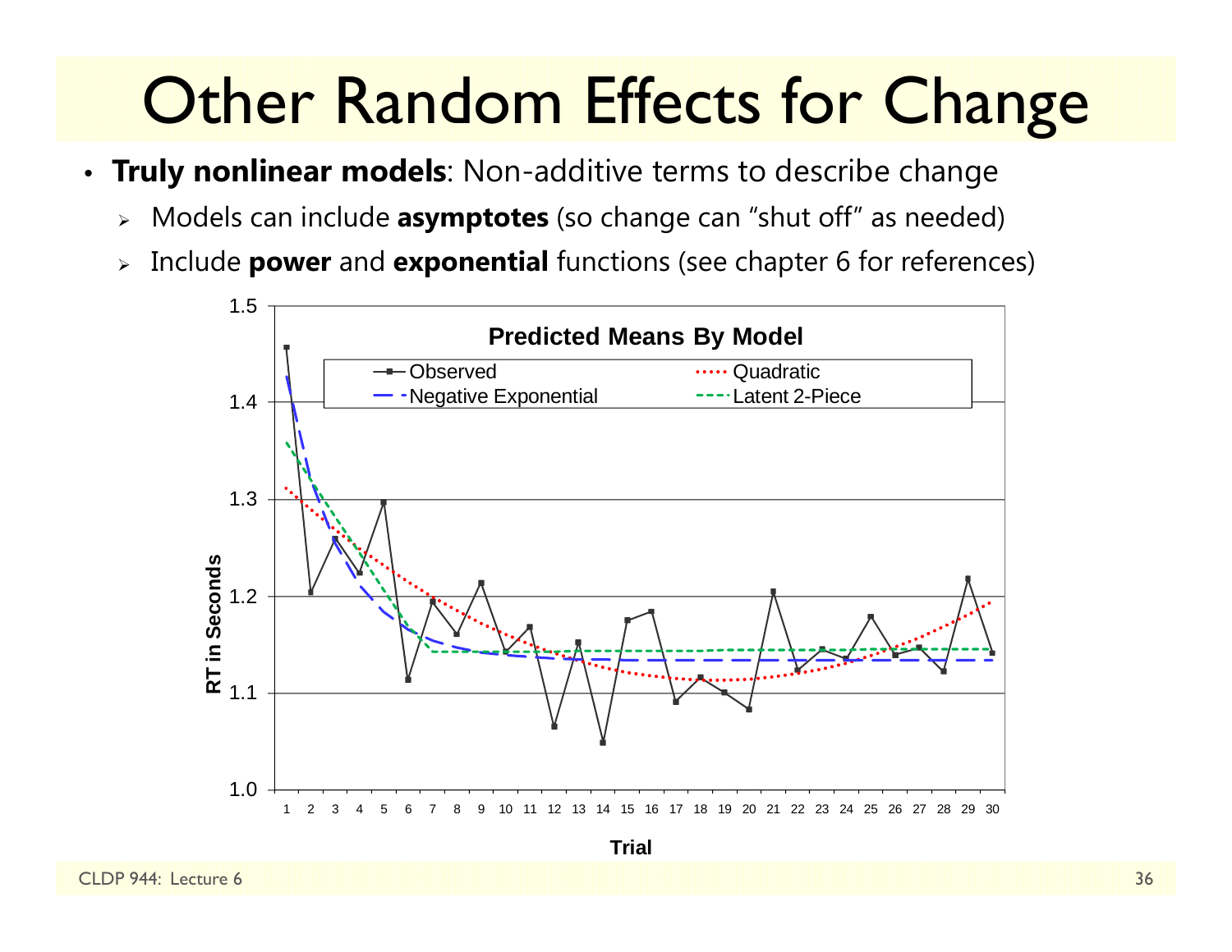# Other Random Effects for Change

- **Truly nonlinear models**: Non-additive terms to describe change
  - Models can include **asymptotes** (so change can "shut off" as needed)
  - Include **power** and **exponential** functions (see chapter 6 for references)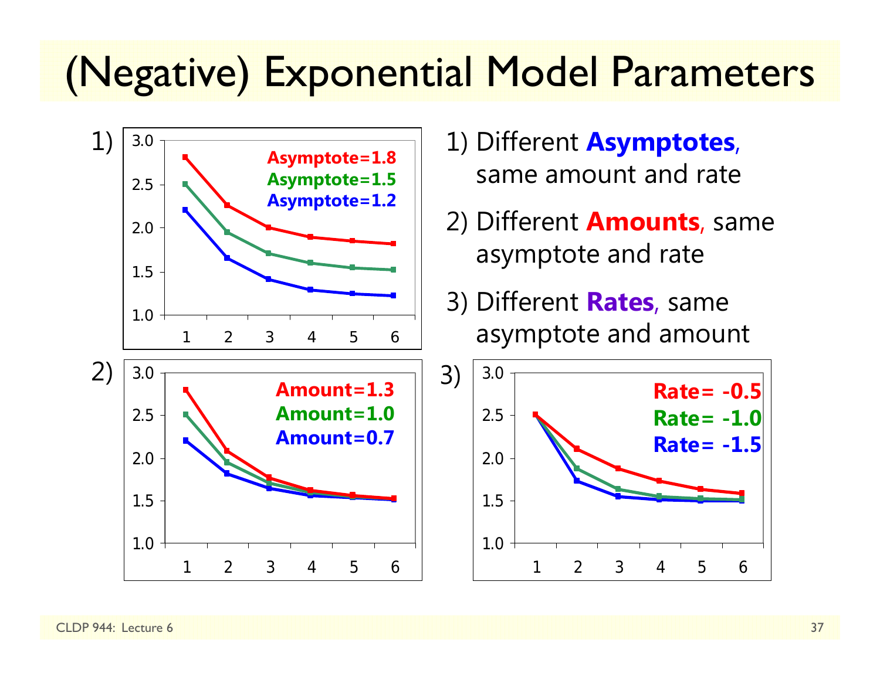# (Negative) Exponential Model Parameters

1) Different **Asymptotes**, same amount and rate

2) Different **Amounts**, same asymptote and rate

3) Different **Rates**, same asymptote and amount

1)

Asymptote=1.8
Asymptote=1.5
Asymptote=1.2

2)

Amount=1.3
Amount=1.0
Amount=0.7

3)

Rate= -0.5
Rate= -1.0
Rate= -1.5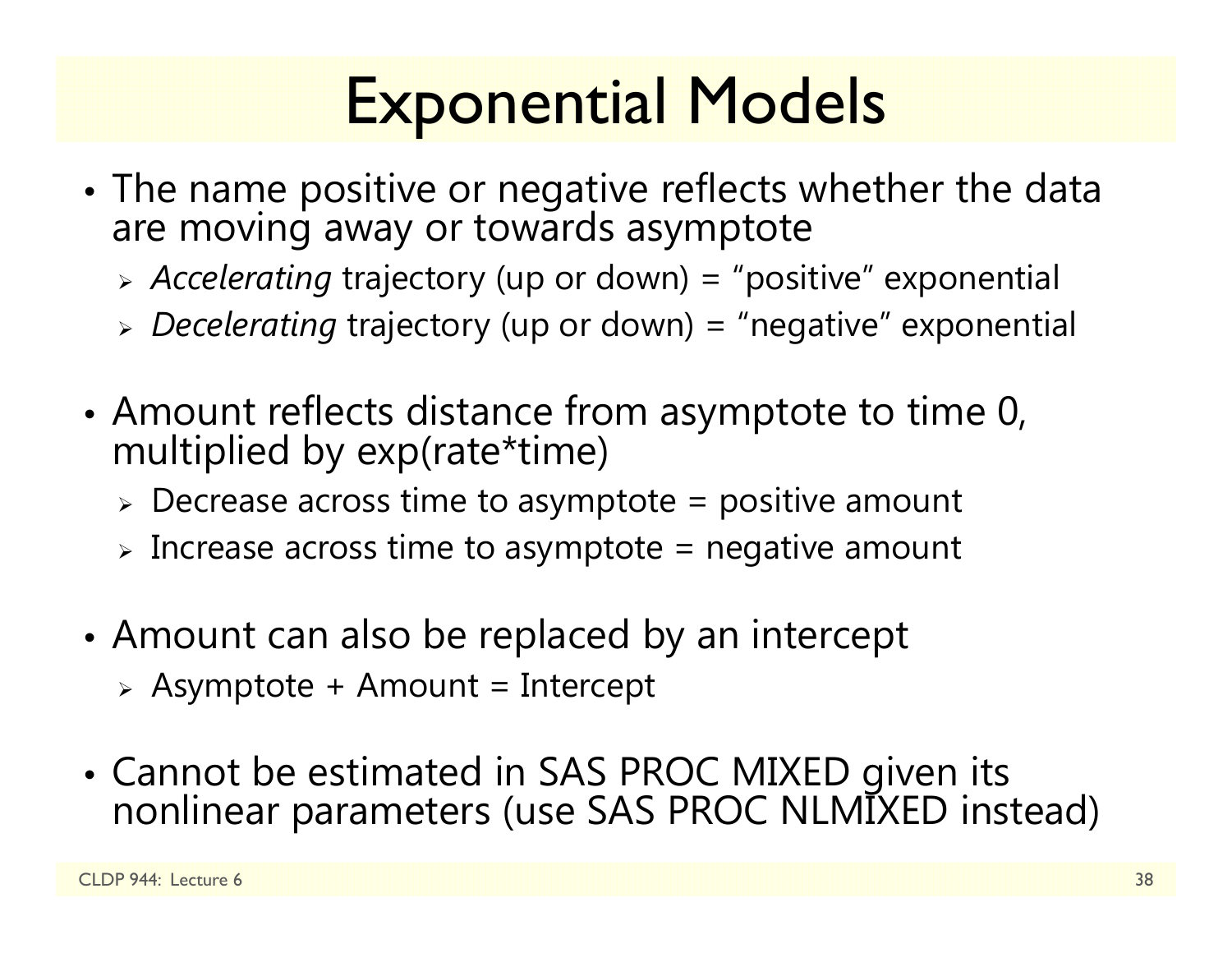# Exponential Models

- The name positive or negative reflects whether the data are moving away or towards asymptote
  - *Accelerating* trajectory (up or down) = "positive" exponential
  - *Decelerating* trajectory (up or down) = "negative" exponential

- Amount reflects distance from asymptote to time 0, multiplied by exp(rate*time)
  - Decrease across time to asymptote = positive amount
  - Increase across time to asymptote = negative amount

- Amount can also be replaced by an intercept
  - Asymptote + Amount = Intercept

- Cannot be estimated in SAS PROC MIXED given its nonlinear parameters (use SAS PROC NLMIXED instead)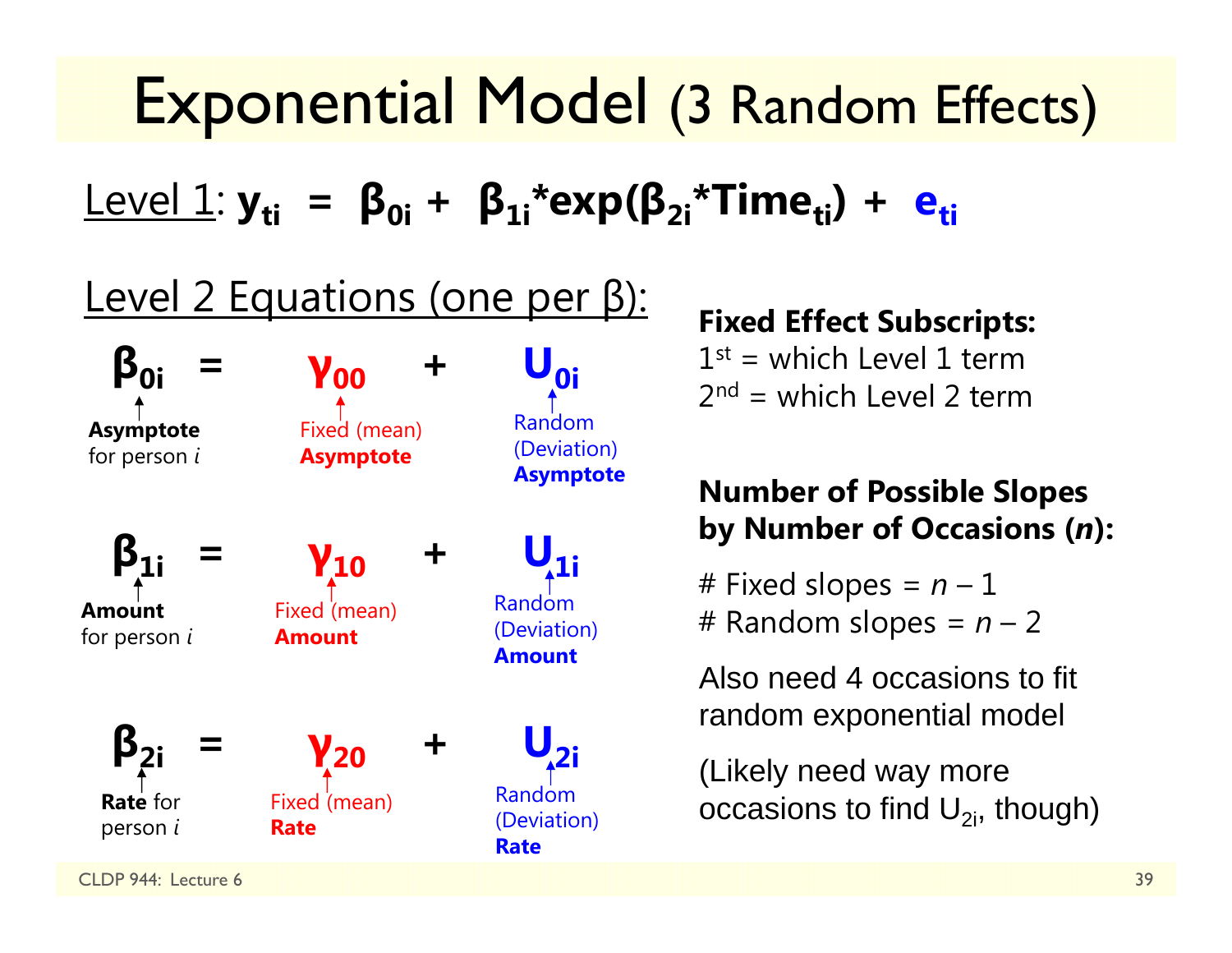# Exponential Model (3 Random Effects)

Level 1: $y_{ti} = \beta_{0i} + \beta_{1i} * \exp(\beta_{2i} * Time_{ti}) + e_{ti}$

## Level 2 Equations (one per β):

$\beta_{0i} = \gamma_{00} + U_{0i}$

- $\beta_{0i}$: **Asymptote** for person *i*
- $\gamma_{00}$: Fixed (mean) **Asymptote**
- $U_{0i}$: Random (Deviation) **Asymptote**

$\beta_{1i} = \gamma_{10} + U_{1i}$

- $\beta_{1i}$: **Amount** for person *i*
- $\gamma_{10}$: Fixed (mean) **Amount**
- $U_{1i}$: Random (Deviation) **Amount**

$\beta_{2i} = \gamma_{20} + U_{2i}$

- $\beta_{2i}$: **Rate** for person *i*
- $\gamma_{20}$: Fixed (mean) **Rate**
- $U_{2i}$: Random (Deviation) **Rate**

**Fixed Effect Subscripts:**
1st = which Level 1 term
2nd = which Level 2 term

**Number of Possible Slopes by Number of Occasions (*n*):**

# Fixed slopes = $n - 1$
# Random slopes = $n - 2$

Also need 4 occasions to fit random exponential model

(Likely need way more occasions to find $U_{2i}$, though)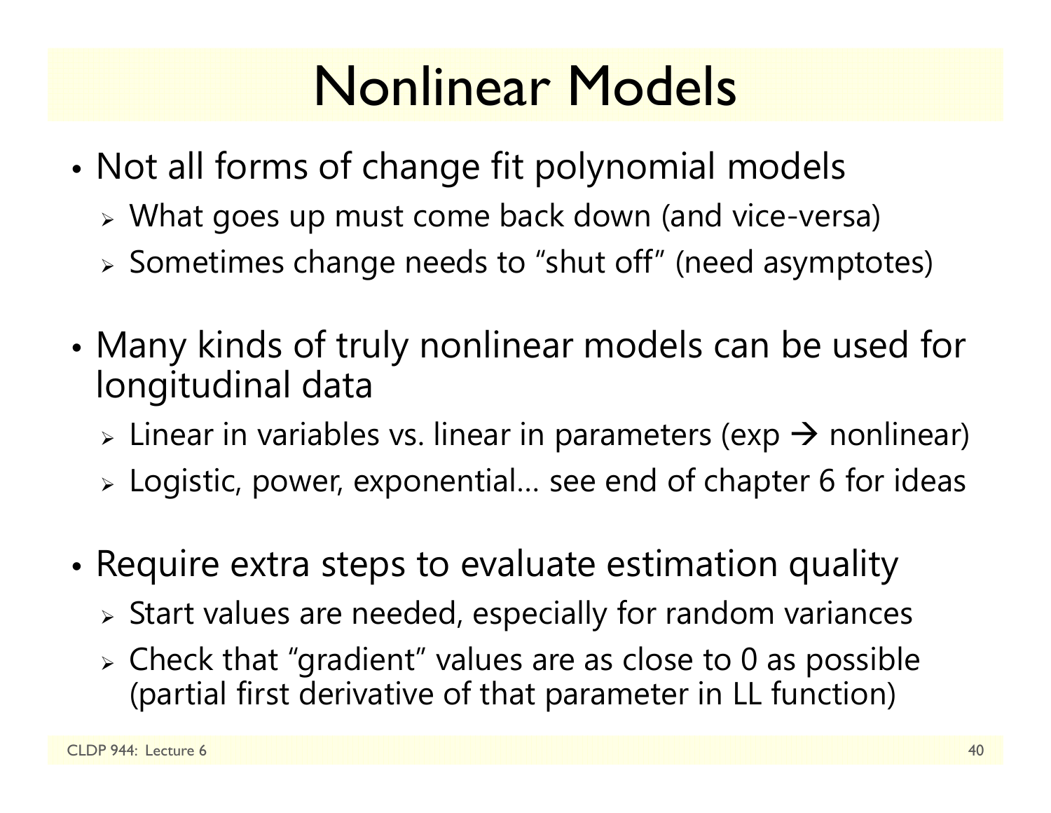# Nonlinear Models

- Not all forms of change fit polynomial models
  - What goes up must come back down (and vice-versa)
  - Sometimes change needs to "shut off" (need asymptotes)

- Many kinds of truly nonlinear models can be used for longitudinal data
  - Linear in variables vs. linear in parameters (exp → nonlinear)
  - Logistic, power, exponential… see end of chapter 6 for ideas

- Require extra steps to evaluate estimation quality
  - Start values are needed, especially for random variances
  - Check that "gradient" values are as close to 0 as possible (partial first derivative of that parameter in LL function)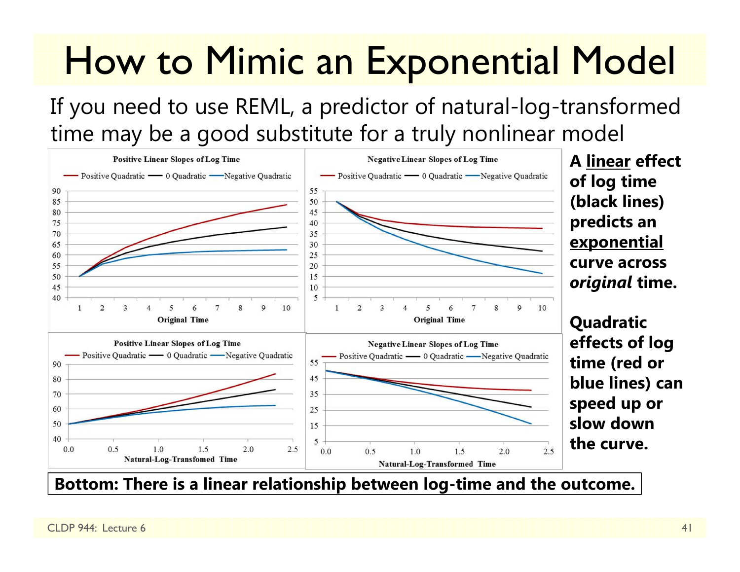# How to Mimic an Exponential Model

If you need to use REML, a predictor of natural-log-transformed time may be a good substitute for a truly nonlinear model

**A linear effect of log time (black lines) predicts an exponential curve across *original* time.**

**Quadratic effects of log time (red or blue lines) can speed up or slow down the curve.**

**Bottom: There is a linear relationship between log-time and the outcome.**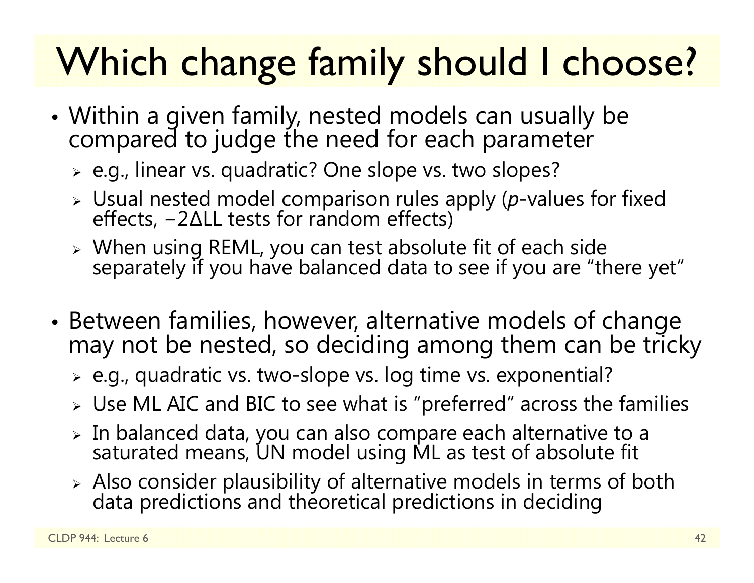# Which change family should I choose?

- Within a given family, nested models can usually be compared to judge the need for each parameter
  - e.g., linear vs. quadratic? One slope vs. two slopes?
  - Usual nested model comparison rules apply (*p*-values for fixed effects, $-2\Delta LL$ tests for random effects)
  - When using REML, you can test absolute fit of each side separately if you have balanced data to see if you are "there yet"

- Between families, however, alternative models of change may not be nested, so deciding among them can be tricky
  - e.g., quadratic vs. two-slope vs. log time vs. exponential?
  - Use ML AIC and BIC to see what is "preferred" across the families
  - In balanced data, you can also compare each alternative to a saturated means, UN model using ML as test of absolute fit
  - Also consider plausibility of alternative models in terms of both data predictions and theoretical predictions in deciding